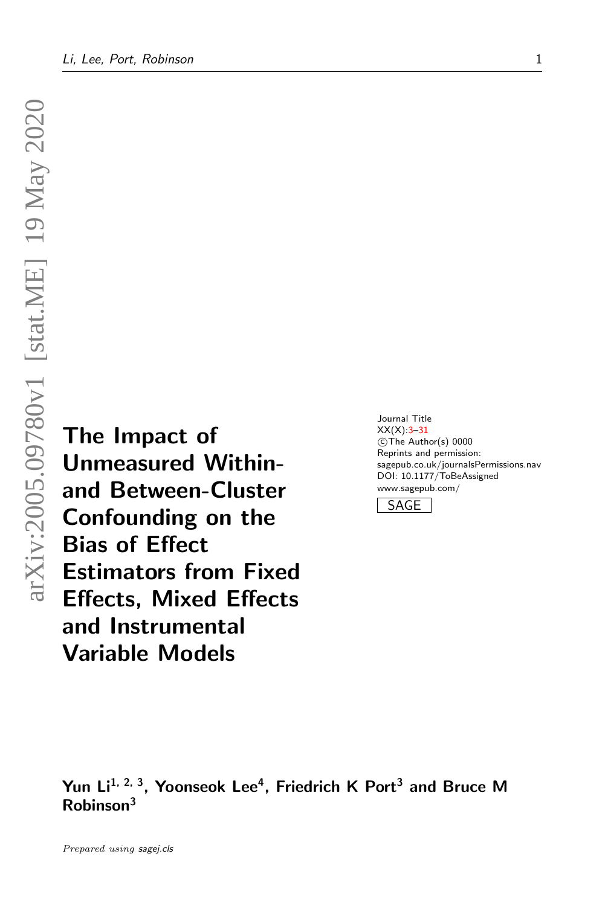# The Impact of Unmeasured Within- and Between-Cluster Confounding on the Bias of Effect Estimators from Fixed Effects, Mixed Effects and Instrumental Variable Models

Journal Title
XX(X):3–31
©The Author(s) 0000
Reprints and permission:
sagepub.co.uk/journalsPermissions.nav
DOI: 10.1177/ToBeAssigned
www.sagepub.com/

SAGE

**Yun Li[1, 2, 3], Yoonseok Lee[4], Friedrich K Port[3] and Bruce M Robinson[3]**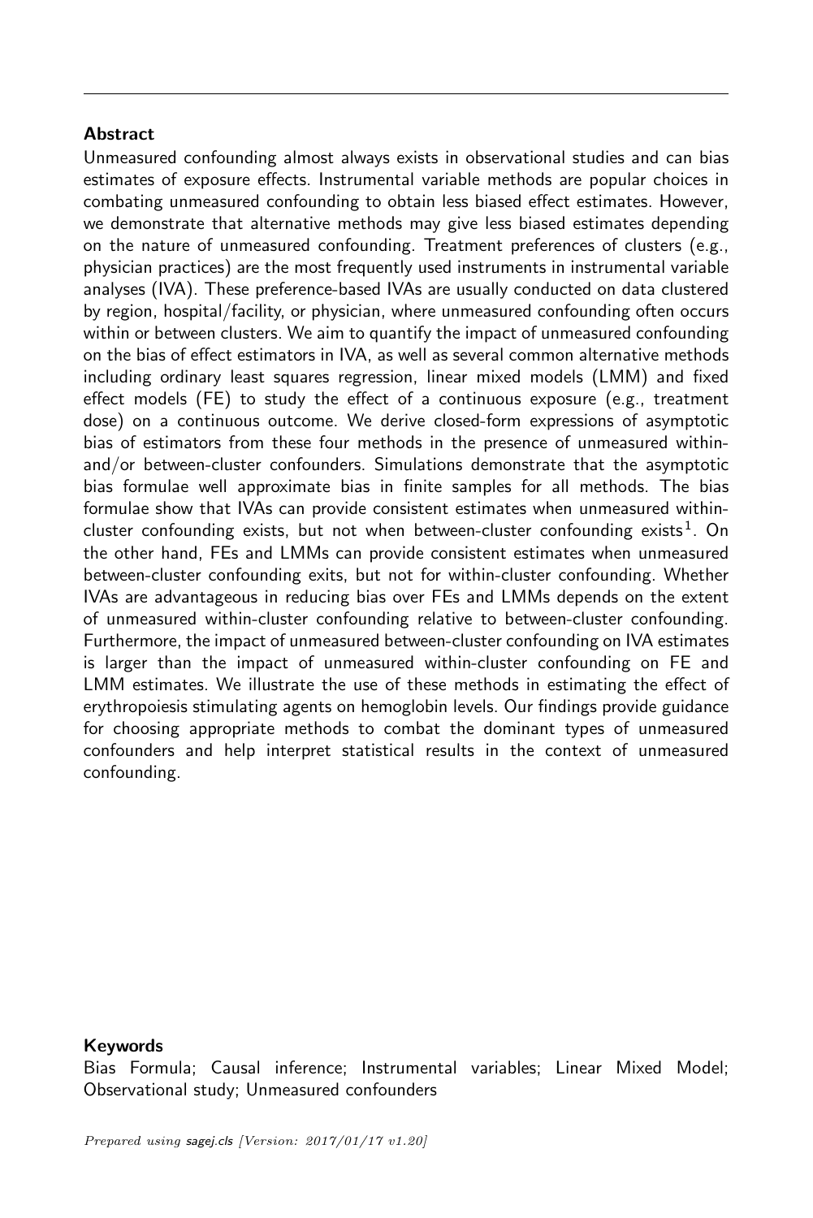## Abstract

Unmeasured confounding almost always exists in observational studies and can bias estimates of exposure effects. Instrumental variable methods are popular choices in combating unmeasured confounding to obtain less biased effect estimates. However, we demonstrate that alternative methods may give less biased estimates depending on the nature of unmeasured confounding. Treatment preferences of clusters (e.g., physician practices) are the most frequently used instruments in instrumental variable analyses (IVA). These preference-based IVAs are usually conducted on data clustered by region, hospital/facility, or physician, where unmeasured confounding often occurs within or between clusters. We aim to quantify the impact of unmeasured confounding on the bias of effect estimators in IVA, as well as several common alternative methods including ordinary least squares regression, linear mixed models (LMM) and fixed effect models (FE) to study the effect of a continuous exposure (e.g., treatment dose) on a continuous outcome. We derive closed-form expressions of asymptotic bias of estimators from these four methods in the presence of unmeasured within- and/or between-cluster confounders. Simulations demonstrate that the asymptotic bias formulae well approximate bias in finite samples for all methods. The bias formulae show that IVAs can provide consistent estimates when unmeasured within-cluster confounding exists, but not when between-cluster confounding exists[1]. On the other hand, FEs and LMMs can provide consistent estimates when unmeasured between-cluster confounding exits, but not for within-cluster confounding. Whether IVAs are advantageous in reducing bias over FEs and LMMs depends on the extent of unmeasured within-cluster confounding relative to between-cluster confounding. Furthermore, the impact of unmeasured between-cluster confounding on IVA estimates is larger than the impact of unmeasured within-cluster confounding on FE and LMM estimates. We illustrate the use of these methods in estimating the effect of erythropoiesis stimulating agents on hemoglobin levels. Our findings provide guidance for choosing appropriate methods to combat the dominant types of unmeasured confounders and help interpret statistical results in the context of unmeasured confounding.

## Keywords

Bias Formula; Causal inference; Instrumental variables; Linear Mixed Model; Observational study; Unmeasured confounders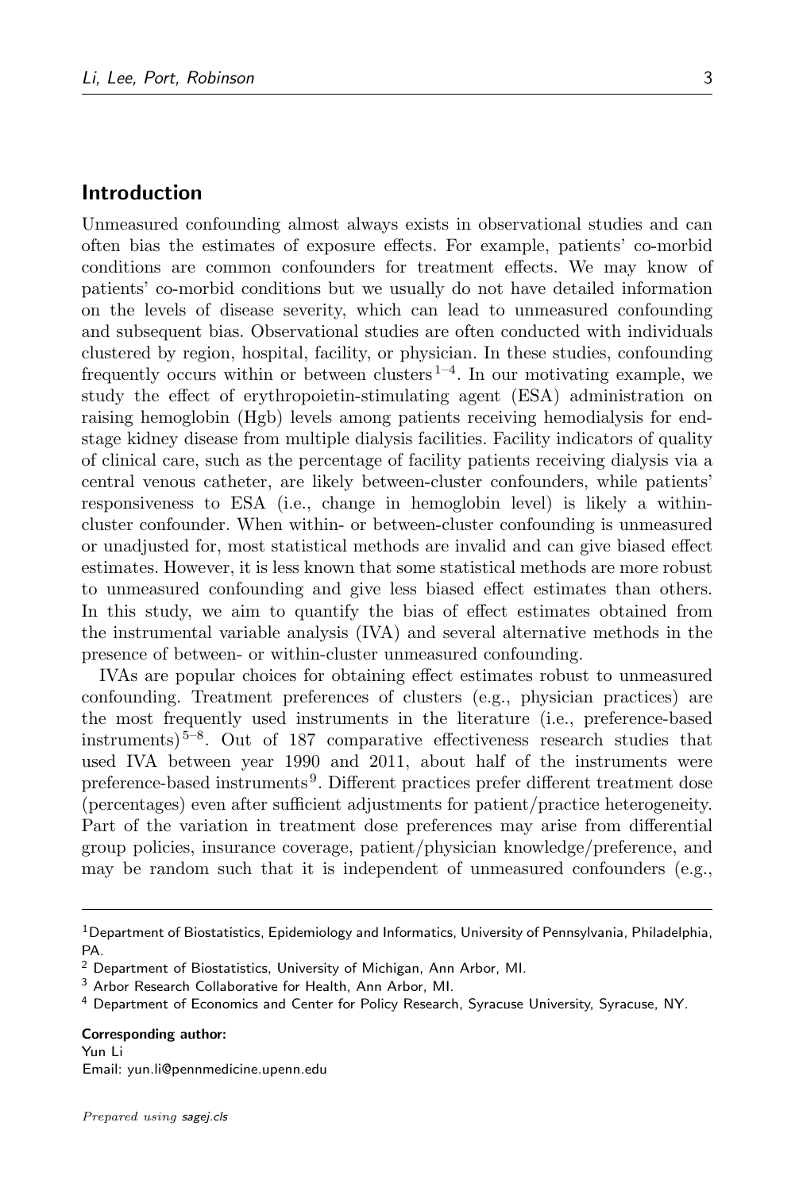## Introduction

Unmeasured confounding almost always exists in observational studies and can often bias the estimates of exposure effects. For example, patients' co-morbid conditions are common confounders for treatment effects. We may know of patients' co-morbid conditions but we usually do not have detailed information on the levels of disease severity, which can lead to unmeasured confounding and subsequent bias. Observational studies are often conducted with individuals clustered by region, hospital, facility, or physician. In these studies, confounding frequently occurs within or between clusters[1–4]. In our motivating example, we study the effect of erythropoietin-stimulating agent (ESA) administration on raising hemoglobin (Hgb) levels among patients receiving hemodialysis for end-stage kidney disease from multiple dialysis facilities. Facility indicators of quality of clinical care, such as the percentage of facility patients receiving dialysis via a central venous catheter, are likely between-cluster confounders, while patients' responsiveness to ESA (i.e., change in hemoglobin level) is likely a within-cluster confounder. When within- or between-cluster confounding is unmeasured or unadjusted for, most statistical methods are invalid and can give biased effect estimates. However, it is less known that some statistical methods are more robust to unmeasured confounding and give less biased effect estimates than others. In this study, we aim to quantify the bias of effect estimates obtained from the instrumental variable analysis (IVA) and several alternative methods in the presence of between- or within-cluster unmeasured confounding.

IVAs are popular choices for obtaining effect estimates robust to unmeasured confounding. Treatment preferences of clusters (e.g., physician practices) are the most frequently used instruments in the literature (i.e., preference-based instruments)[5–8]. Out of 187 comparative effectiveness research studies that used IVA between year 1990 and 2011, about half of the instruments were preference-based instruments[9]. Different practices prefer different treatment dose (percentages) even after sufficient adjustments for patient/practice heterogeneity. Part of the variation in treatment dose preferences may arise from differential group policies, insurance coverage, patient/physician knowledge/preference, and may be random such that it is independent of unmeasured confounders (e.g.,

---

[1] Department of Biostatistics, Epidemiology and Informatics, University of Pennsylvania, Philadelphia, PA.

[2] Department of Biostatistics, University of Michigan, Ann Arbor, MI.

[3] Arbor Research Collaborative for Health, Ann Arbor, MI.

[4] Department of Economics and Center for Policy Research, Syracuse University, Syracuse, NY.

**Corresponding author:**
Yun Li
Email: yun.li@pennmedicine.upenn.edu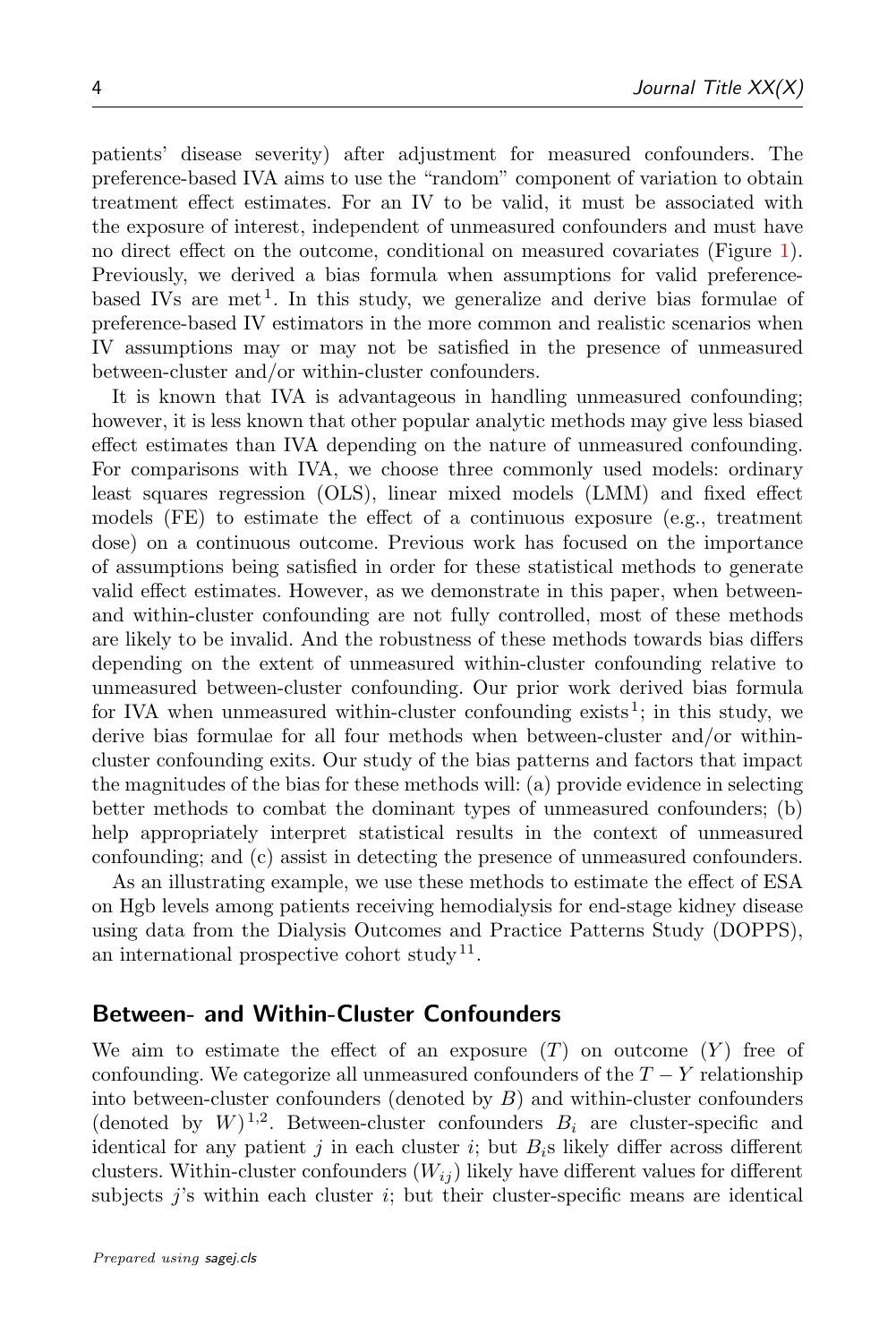patients' disease severity) after adjustment for measured confounders. The preference-based IVA aims to use the "random" component of variation to obtain treatment effect estimates. For an IV to be valid, it must be associated with the exposure of interest, independent of unmeasured confounders and must have no direct effect on the outcome, conditional on measured covariates (Figure 1). Previously, we derived a bias formula when assumptions for valid preference-based IVs are met[1]. In this study, we generalize and derive bias formulae of preference-based IV estimators in the more common and realistic scenarios when IV assumptions may or may not be satisfied in the presence of unmeasured between-cluster and/or within-cluster confounders.

It is known that IVA is advantageous in handling unmeasured confounding; however, it is less known that other popular analytic methods may give less biased effect estimates than IVA depending on the nature of unmeasured confounding. For comparisons with IVA, we choose three commonly used models: ordinary least squares regression (OLS), linear mixed models (LMM) and fixed effect models (FE) to estimate the effect of a continuous exposure (e.g., treatment dose) on a continuous outcome. Previous work has focused on the importance of assumptions being satisfied in order for these statistical methods to generate valid effect estimates. However, as we demonstrate in this paper, when between- and within-cluster confounding are not fully controlled, most of these methods are likely to be invalid. And the robustness of these methods towards bias differs depending on the extent of unmeasured within-cluster confounding relative to unmeasured between-cluster confounding. Our prior work derived bias formula for IVA when unmeasured within-cluster confounding exists[1]; in this study, we derive bias formulae for all four methods when between-cluster and/or within-cluster confounding exits. Our study of the bias patterns and factors that impact the magnitudes of the bias for these methods will: (a) provide evidence in selecting better methods to combat the dominant types of unmeasured confounders; (b) help appropriately interpret statistical results in the context of unmeasured confounding; and (c) assist in detecting the presence of unmeasured confounders.

As an illustrating example, we use these methods to estimate the effect of ESA on Hgb levels among patients receiving hemodialysis for end-stage kidney disease using data from the Dialysis Outcomes and Practice Patterns Study (DOPPS), an international prospective cohort study[11].

## Between- and Within-Cluster Confounders

We aim to estimate the effect of an exposure ($T$) on outcome ($Y$) free of confounding. We categorize all unmeasured confounders of the $T - Y$ relationship into between-cluster confounders (denoted by $B$) and within-cluster confounders (denoted by $W$)[1,2]. Between-cluster confounders $B_i$ are cluster-specific and identical for any patient $j$ in each cluster $i$; but $B_i$s likely differ across different clusters. Within-cluster confounders ($W_{ij}$) likely have different values for different subjects $j$'s within each cluster $i$; but their cluster-specific means are identical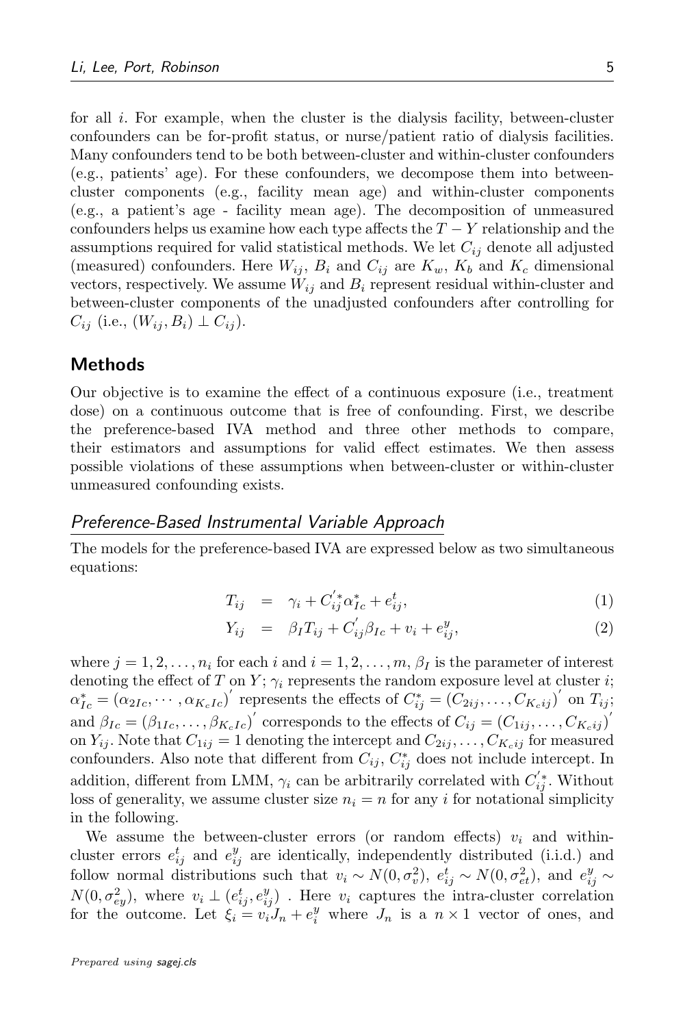for all $i$. For example, when the cluster is the dialysis facility, between-cluster confounders can be for-profit status, or nurse/patient ratio of dialysis facilities. Many confounders tend to be both between-cluster and within-cluster confounders (e.g., patients' age). For these confounders, we decompose them into between-cluster components (e.g., facility mean age) and within-cluster components (e.g., a patient's age - facility mean age). The decomposition of unmeasured confounders helps us examine how each type affects the $T-Y$ relationship and the assumptions required for valid statistical methods. We let $C_{ij}$ denote all adjusted (measured) confounders. Here $W_{ij}$, $B_i$ and $C_{ij}$ are $K_w$, $K_b$ and $K_c$ dimensional vectors, respectively. We assume $W_{ij}$ and $B_i$ represent residual within-cluster and between-cluster components of the unadjusted confounders after controlling for $C_{ij}$ (i.e., $(W_{ij}, B_i) \perp C_{ij}$).

## Methods

Our objective is to examine the effect of a continuous exposure (i.e., treatment dose) on a continuous outcome that is free of confounding. First, we describe the preference-based IVA method and three other methods to compare, their estimators and assumptions for valid effect estimates. We then assess possible violations of these assumptions when between-cluster or within-cluster unmeasured confounding exists.

### *Preference-Based Instrumental Variable Approach*

The models for the preference-based IVA are expressed below as two simultaneous equations:

$$T_{ij} = \gamma_i + C_{ij}^{'*}\alpha_{Ic}^{*} + e_{ij}^{t}, \tag{1}$$

$$Y_{ij} = \beta_I T_{ij} + C_{ij}^{'}\beta_{Ic} + v_i + e_{ij}^{y}, \tag{2}$$

where $j = 1, 2, \ldots, n_i$ for each $i$ and $i = 1, 2, \ldots, m$, $\beta_I$ is the parameter of interest denoting the effect of $T$ on $Y$; $\gamma_i$ represents the random exposure level at cluster $i$; $\alpha_{Ic}^{*} = (\alpha_{2Ic}, \cdots, \alpha_{K_cIc})^{'}$ represents the effects of $C_{ij}^{*} = (C_{2ij}, \ldots, C_{K_cij})^{'}$ on $T_{ij}$; and $\beta_{Ic} = (\beta_{1Ic}, \ldots, \beta_{K_cIc})^{'}$ corresponds to the effects of $C_{ij} = (C_{1ij}, \ldots, C_{K_cij})^{'}$ on $Y_{ij}$. Note that $C_{1ij} = 1$ denoting the intercept and $C_{2ij}, \ldots, C_{K_cij}$ for measured confounders. Also note that different from $C_{ij}$, $C_{ij}^{*}$ does not include intercept. In addition, different from LMM, $\gamma_i$ can be arbitrarily correlated with $C_{ij}^{'*}$. Without loss of generality, we assume cluster size $n_i = n$ for any $i$ for notational simplicity in the following.

We assume the between-cluster errors (or random effects) $v_i$ and within-cluster errors $e_{ij}^{t}$ and $e_{ij}^{y}$ are identically, independently distributed (i.i.d.) and follow normal distributions such that $v_i \sim N(0, \sigma_v^2)$, $e_{ij}^{t} \sim N(0, \sigma_{et}^2)$, and $e_{ij}^{y} \sim N(0, \sigma_{ey}^2)$, where $v_i \perp (e_{ij}^{t}, e_{ij}^{y})$ . Here $v_i$ captures the intra-cluster correlation for the outcome. Let $\xi_i = v_i J_n + e_i^{y}$ where $J_n$ is a $n \times 1$ vector of ones, and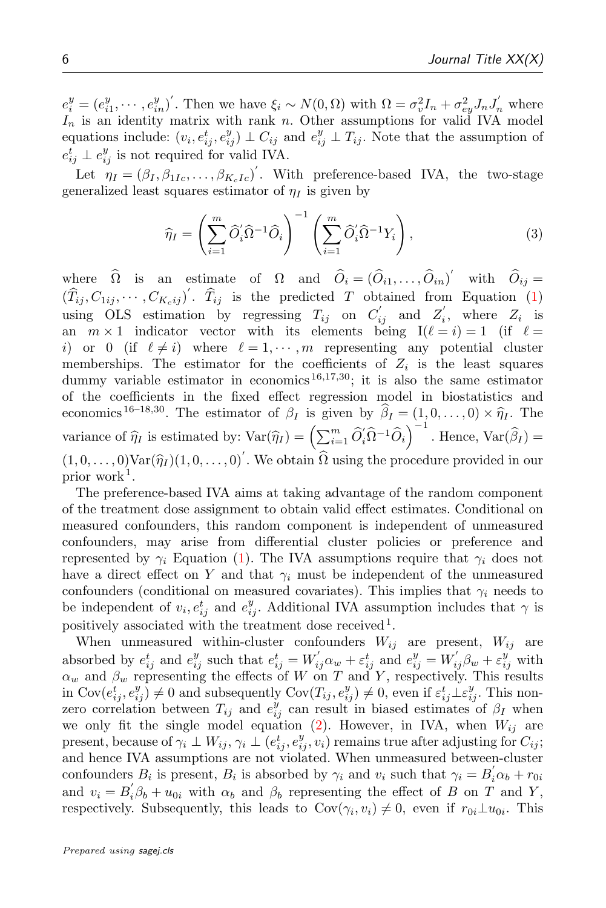$e_i^y = (e_{i1}^y, \cdots, e_{in}^y)^{'}$. Then we have $\xi_i \sim N(0, \Omega)$ with $\Omega = \sigma_v^2 I_n + \sigma_{ey}^2 J_n J_n^{'}$ where $I_n$ is an identity matrix with rank $n$. Other assumptions for valid IVA model equations include: $(v_i, e_{ij}^t, e_{ij}^y) \perp C_{ij}$ and $e_{ij}^y \perp T_{ij}$. Note that the assumption of $e_{ij}^t \perp e_{ij}^y$ is not required for valid IVA.

Let $\eta_I = (\beta_I, \beta_{1Ic}, \ldots, \beta_{K_c Ic})^{'}$. With preference-based IVA, the two-stage generalized least squares estimator of $\eta_I$ is given by

$$
\widehat{\eta}_I = \left( \sum_{i=1}^{m} \widehat{O}_i^{'} \widehat{\Omega}^{-1} \widehat{O}_i \right)^{-1} \left( \sum_{i=1}^{m} \widehat{O}_i^{'} \widehat{\Omega}^{-1} Y_i \right), \tag{3}
$$

where $\widehat{\Omega}$ is an estimate of $\Omega$ and $\widehat{O}_i = (\widehat{O}_{i1}, \ldots, \widehat{O}_{in})^{'}$ with $\widehat{O}_{ij} = (\widehat{T}_{ij}, C_{1ij}, \cdots, C_{K_c ij})^{'}$. $\widehat{T}_{ij}$ is the predicted $T$ obtained from Equation (1) using OLS estimation by regressing $T_{ij}$ on $C_{ij}^{'}$ and $Z_i^{'}$, where $Z_i$ is an $m \times 1$ indicator vector with its elements being $\mathrm{I}(\ell = i) = 1$ (if $\ell = i$) or 0 (if $\ell \neq i$) where $\ell = 1, \cdots, m$ representing any potential cluster memberships. The estimator for the coefficients of $Z_i$ is the least squares dummy variable estimator in economics[16,17,30]; it is also the same estimator of the coefficients in the fixed effect regression model in biostatistics and economics[16–18,30]. The estimator of $\beta_I$ is given by $\widehat{\beta}_I = (1, 0, \ldots, 0) \times \widehat{\eta}_I$. The variance of $\widehat{\eta}_I$ is estimated by: $\mathrm{Var}(\widehat{\eta}_I) = \left( \sum_{i=1}^{m} \widehat{O}_i^{'} \widehat{\Omega}^{-1} \widehat{O}_i \right)^{-1}$. Hence, $\mathrm{Var}(\widehat{\beta}_I) = (1, 0, \ldots, 0)\mathrm{Var}(\widehat{\eta}_I)(1, 0, \ldots, 0)^{'}$. We obtain $\widehat{\Omega}$ using the procedure provided in our prior work[1].

The preference-based IVA aims at taking advantage of the random component of the treatment dose assignment to obtain valid effect estimates. Conditional on measured confounders, this random component is independent of unmeasured confounders, may arise from differential cluster policies or preference and represented by $\gamma_i$ Equation (1). The IVA assumptions require that $\gamma_i$ does not have a direct effect on $Y$ and that $\gamma_i$ must be independent of the unmeasured confounders (conditional on measured covariates). This implies that $\gamma_i$ needs to be independent of $v_i, e_{ij}^t$ and $e_{ij}^y$. Additional IVA assumption includes that $\gamma$ is positively associated with the treatment dose received[1].

When unmeasured within-cluster confounders $W_{ij}$ are present, $W_{ij}$ are absorbed by $e_{ij}^t$ and $e_{ij}^y$ such that $e_{ij}^t = W_{ij}^{'} \alpha_w + \varepsilon_{ij}^t$ and $e_{ij}^y = W_{ij}^{'} \beta_w + \varepsilon_{ij}^y$ with $\alpha_w$ and $\beta_w$ representing the effects of $W$ on $T$ and $Y$, respectively. This results in $\mathrm{Cov}(e_{ij}^t, e_{ij}^y) \neq 0$ and subsequently $\mathrm{Cov}(T_{ij}, e_{ij}^y) \neq 0$, even if $\varepsilon_{ij}^t \perp \varepsilon_{ij}^y$. This non-zero correlation between $T_{ij}$ and $e_{ij}^y$ can result in biased estimates of $\beta_I$ when we only fit the single model equation (2). However, in IVA, when $W_{ij}$ are present, because of $\gamma_i \perp W_{ij}$, $\gamma_i \perp (e_{ij}^t, e_{ij}^y, v_i)$ remains true after adjusting for $C_{ij}$; and hence IVA assumptions are not violated. When unmeasured between-cluster confounders $B_i$ is present, $B_i$ is absorbed by $\gamma_i$ and $v_i$ such that $\gamma_i = B_i^{'} \alpha_b + r_{0i}$ and $v_i = B_i^{'} \beta_b + u_{0i}$ with $\alpha_b$ and $\beta_b$ representing the effect of $B$ on $T$ and $Y$, respectively. Subsequently, this leads to $\mathrm{Cov}(\gamma_i, v_i) \neq 0$, even if $r_{0i} \perp u_{0i}$. This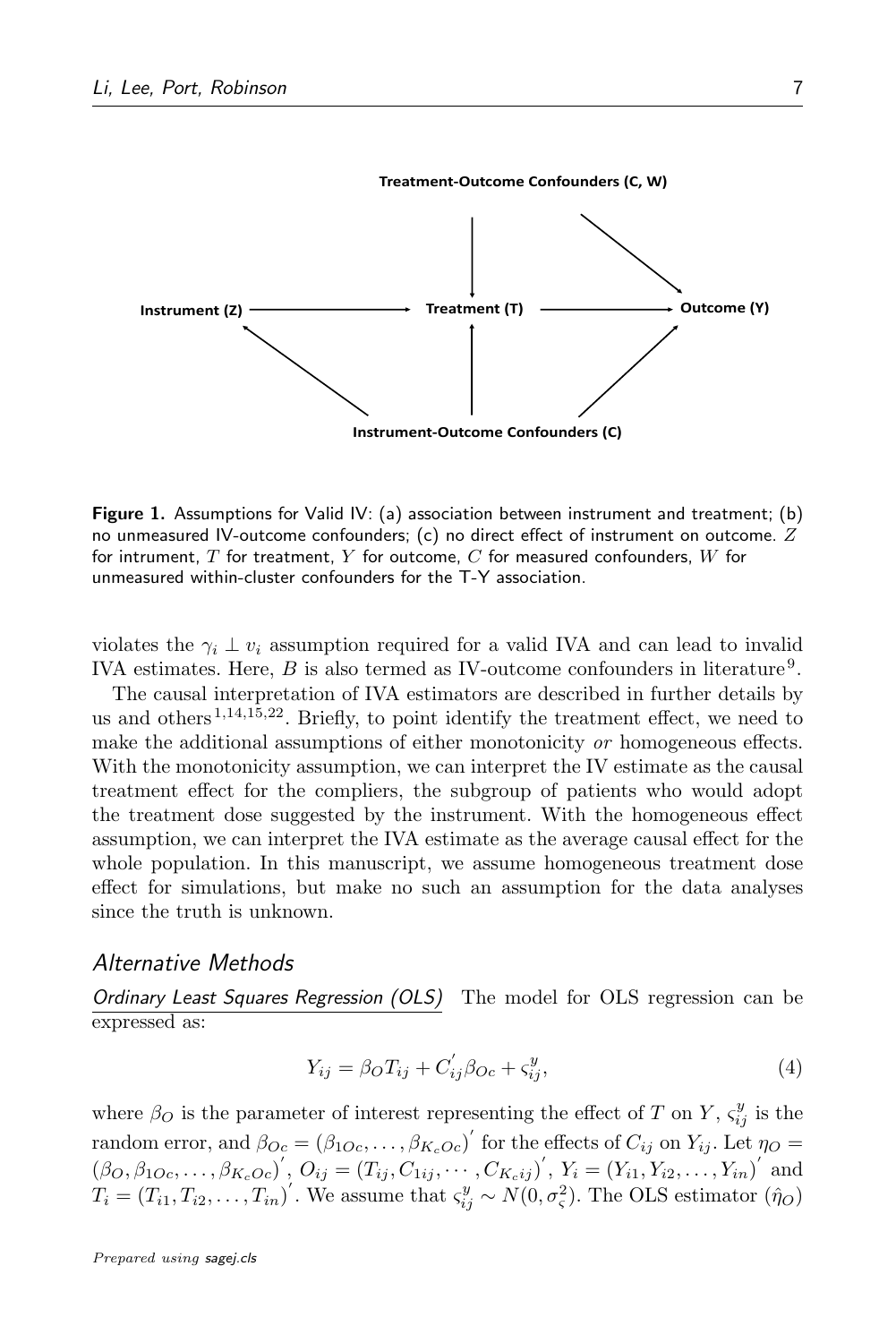Treatment-Outcome Confounders (C, W)

Instrument (Z) → Treatment (T) → Outcome (Y)

Instrument-Outcome Confounders (C)

**Figure 1.** Assumptions for Valid IV: (a) association between instrument and treatment; (b) no unmeasured IV-outcome confounders; (c) no direct effect of instrument on outcome. $Z$ for intrument, $T$ for treatment, $Y$ for outcome, $C$ for measured confounders, $W$ for unmeasured within-cluster confounders for the T-Y association.

violates the $\gamma_i \perp v_i$ assumption required for a valid IVA and can lead to invalid IVA estimates. Here, $B$ is also termed as IV-outcome confounders in literature[9].

The causal interpretation of IVA estimators are described in further details by us and others[1,14,15,22]. Briefly, to point identify the treatment effect, we need to make the additional assumptions of either monotonicity *or* homogeneous effects. With the monotonicity assumption, we can interpret the IV estimate as the causal treatment effect for the compliers, the subgroup of patients who would adopt the treatment dose suggested by the instrument. With the homogeneous effect assumption, we can interpret the IVA estimate as the average causal effect for the whole population. In this manuscript, we assume homogeneous treatment dose effect for simulations, but make no such an assumption for the data analyses since the truth is unknown.

## *Alternative Methods*

*Ordinary Least Squares Regression (OLS)* The model for OLS regression can be expressed as:

$$Y_{ij} = \beta_O T_{ij} + C_{ij}^{'} \beta_{Oc} + \varsigma_{ij}^{y}, \tag{4}$$

where $\beta_O$ is the parameter of interest representing the effect of $T$ on $Y$, $\varsigma_{ij}^{y}$ is the random error, and $\beta_{Oc} = (\beta_{1Oc}, \ldots, \beta_{K_cOc})^{'}$ for the effects of $C_{ij}$ on $Y_{ij}$. Let $\eta_O = (\beta_O, \beta_{1Oc}, \ldots, \beta_{K_cOc})^{'}$, $O_{ij} = (T_{ij}, C_{1ij}, \cdots, C_{K_cij})^{'}$, $Y_i = (Y_{i1}, Y_{i2}, \ldots, Y_{in})^{'}$ and $T_i = (T_{i1}, T_{i2}, \ldots, T_{in})^{'}$. We assume that $\varsigma_{ij}^{y} \sim N(0, \sigma_{\varsigma}^2)$. The OLS estimator $(\hat{\eta}_O)$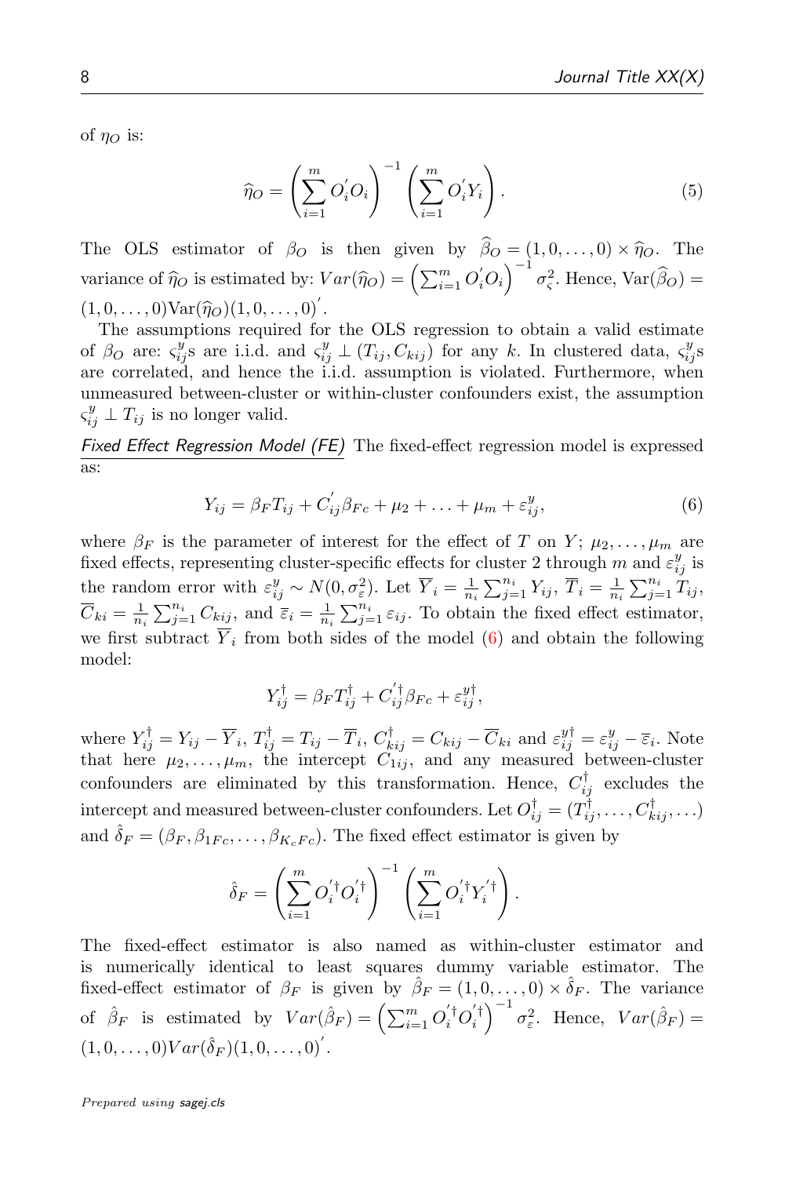of $\eta_O$ is:

$$\widehat{\eta}_O = \left( \sum_{i=1}^{m} O_i^{'} O_i \right)^{-1} \left( \sum_{i=1}^{m} O_i^{'} Y_i \right). \tag{5}$$

The OLS estimator of $\beta_O$ is then given by $\widehat{\beta}_O = (1, 0, \ldots, 0) \times \widehat{\eta}_O$. The variance of $\widehat{\eta}_O$ is estimated by: $Var(\widehat{\eta}_O) = \left( \sum_{i=1}^{m} O_i^{'} O_i \right)^{-1} \sigma_\varsigma^2$. Hence, $\text{Var}(\widehat{\beta}_O) = (1, 0, \ldots, 0)\text{Var}(\widehat{\eta}_O)(1, 0, \ldots, 0)^{'}$.

The assumptions required for the OLS regression to obtain a valid estimate of $\beta_O$ are: $\varsigma_{ij}^y$s are i.i.d. and $\varsigma_{ij}^y \perp (T_{ij}, C_{kij})$ for any $k$. In clustered data, $\varsigma_{ij}^y$s are correlated, and hence the i.i.d. assumption is violated. Furthermore, when unmeasured between-cluster or within-cluster confounders exist, the assumption $\varsigma_{ij}^y \perp T_{ij}$ is no longer valid.

*Fixed Effect Regression Model (FE)* The fixed-effect regression model is expressed as:

$$Y_{ij} = \beta_F T_{ij} + C_{ij}^{'} \beta_{Fc} + \mu_2 + \ldots + \mu_m + \varepsilon_{ij}^y, \tag{6}$$

where $\beta_F$ is the parameter of interest for the effect of $T$ on $Y$; $\mu_2, \ldots, \mu_m$ are fixed effects, representing cluster-specific effects for cluster 2 through $m$ and $\varepsilon_{ij}^y$ is the random error with $\varepsilon_{ij}^y \sim N(0, \sigma_\varepsilon^2)$. Let $\overline{Y}_i = \frac{1}{n_i} \sum_{j=1}^{n_i} Y_{ij}$, $\overline{T}_i = \frac{1}{n_i} \sum_{j=1}^{n_i} T_{ij}$, $\overline{C}_{ki} = \frac{1}{n_i} \sum_{j=1}^{n_i} C_{kij}$, and $\overline{\varepsilon}_i = \frac{1}{n_i} \sum_{j=1}^{n_i} \varepsilon_{ij}$. To obtain the fixed effect estimator, we first subtract $\overline{Y}_i$ from both sides of the model (6) and obtain the following model:

$$Y_{ij}^{\dagger} = \beta_F T_{ij}^{\dagger} + C_{ij}^{'\dagger} \beta_{Fc} + \varepsilon_{ij}^{y\dagger},$$

where $Y_{ij}^{\dagger} = Y_{ij} - \overline{Y}_i$, $T_{ij}^{\dagger} = T_{ij} - \overline{T}_i$, $C_{kij}^{\dagger} = C_{kij} - \overline{C}_{ki}$ and $\varepsilon_{ij}^{y\dagger} = \varepsilon_{ij}^y - \overline{\varepsilon}_i$. Note that here $\mu_2, \ldots, \mu_m$, the intercept $C_{1ij}$, and any measured between-cluster confounders are eliminated by this transformation. Hence, $C_{ij}^{\dagger}$ excludes the intercept and measured between-cluster confounders. Let $O_{ij}^{\dagger} = (T_{ij}^{\dagger}, \ldots, C_{kij}^{\dagger}, \ldots)$ and $\hat{\delta}_F = (\beta_F, \beta_{1Fc}, \ldots, \beta_{K_cFc})$. The fixed effect estimator is given by

$$\hat{\delta}_F = \left( \sum_{i=1}^{m} O_i^{'\dagger} O_i^{'\dagger} \right)^{-1} \left( \sum_{i=1}^{m} O_i^{'\dagger} Y_i^{'\dagger} \right).$$

The fixed-effect estimator is also named as within-cluster estimator and is numerically identical to least squares dummy variable estimator. The fixed-effect estimator of $\beta_F$ is given by $\hat{\beta}_F = (1, 0, \ldots, 0) \times \hat{\delta}_F$. The variance of $\hat{\beta}_F$ is estimated by $Var(\hat{\beta}_F) = \left( \sum_{i=1}^{m} O_i^{'\dagger} O_i^{'\dagger} \right)^{-1} \sigma_\varepsilon^2$. Hence, $Var(\hat{\beta}_F) = (1, 0, \ldots, 0) Var(\hat{\delta}_F)(1, 0, \ldots, 0)^{'}$.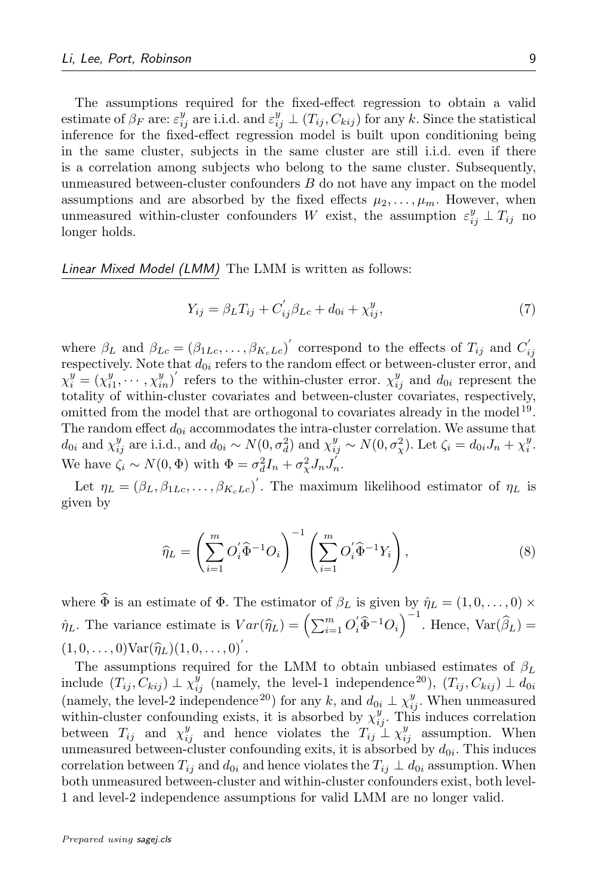The assumptions required for the fixed-effect regression to obtain a valid estimate of $\beta_F$ are: $\varepsilon_{ij}^y$ are i.i.d. and $\varepsilon_{ij}^y \perp (T_{ij}, C_{kij})$ for any $k$. Since the statistical inference for the fixed-effect regression model is built upon conditioning being in the same cluster, subjects in the same cluster are still i.i.d. even if there is a correlation among subjects who belong to the same cluster. Subsequently, unmeasured between-cluster confounders $B$ do not have any impact on the model assumptions and are absorbed by the fixed effects $\mu_2, \ldots, \mu_m$. However, when unmeasured within-cluster confounders $W$ exist, the assumption $\varepsilon_{ij}^y \perp T_{ij}$ no longer holds.

*Linear Mixed Model (LMM)* The LMM is written as follows:

$$Y_{ij} = \beta_L T_{ij} + C_{ij}^{'} \beta_{Lc} + d_{0i} + \chi_{ij}^y, \tag{7}$$

where $\beta_L$ and $\beta_{Lc} = (\beta_{1Lc}, \ldots, \beta_{K_cLc})^{'}$ correspond to the effects of $T_{ij}$ and $C_{ij}^{'}$ respectively. Note that $d_{0i}$ refers to the random effect or between-cluster error, and $\chi_i^y = (\chi_{i1}^y, \cdots, \chi_{in}^y)^{'}$ refers to the within-cluster error. $\chi_{ij}^y$ and $d_{0i}$ represent the totality of within-cluster covariates and between-cluster covariates, respectively, omitted from the model that are orthogonal to covariates already in the model[19]. The random effect $d_{0i}$ accommodates the intra-cluster correlation. We assume that $d_{0i}$ and $\chi_{ij}^y$ are i.i.d., and $d_{0i} \sim N(0, \sigma_d^2)$ and $\chi_{ij}^y \sim N(0, \sigma_\chi^2)$. Let $\zeta_i = d_{0i} J_n + \chi_i^y$. We have $\zeta_i \sim N(0, \Phi)$ with $\Phi = \sigma_d^2 I_n + \sigma_\chi^2 J_n J_n^{'}$.

Let $\eta_L = (\beta_L, \beta_{1Lc}, \ldots, \beta_{K_cLc})^{'}$. The maximum likelihood estimator of $\eta_L$ is given by

$$\widehat{\eta}_L = \left( \sum_{i=1}^{m} O_i^{'} \widehat{\Phi}^{-1} O_i \right)^{-1} \left( \sum_{i=1}^{m} O_i^{'} \widehat{\Phi}^{-1} Y_i \right), \tag{8}$$

where $\widehat{\Phi}$ is an estimate of $\Phi$. The estimator of $\beta_L$ is given by $\hat{\eta}_L = (1, 0, \ldots, 0) \times \hat{\eta}_L$. The variance estimate is $Var(\widehat{\eta}_L) = \left( \sum_{i=1}^{m} O_i^{'} \widehat{\Phi}^{-1} O_i \right)^{-1}$. Hence, $\text{Var}(\widehat{\beta}_L) = (1, 0, \ldots, 0) \text{Var}(\widehat{\eta}_L)(1, 0, \ldots, 0)^{'}$.

The assumptions required for the LMM to obtain unbiased estimates of $\beta_L$ include $(T_{ij}, C_{kij}) \perp \chi_{ij}^y$ (namely, the level-1 independence[20]), $(T_{ij}, C_{kij}) \perp d_{0i}$ (namely, the level-2 independence[20]) for any $k$, and $d_{0i} \perp \chi_{ij}^y$. When unmeasured within-cluster confounding exists, it is absorbed by $\chi_{ij}^y$. This induces correlation between $T_{ij}$ and $\chi_{ij}^y$ and hence violates the $T_{ij} \perp \chi_{ij}^y$ assumption. When unmeasured between-cluster confounding exits, it is absorbed by $d_{0i}$. This induces correlation between $T_{ij}$ and $d_{0i}$ and hence violates the $T_{ij} \perp d_{0i}$ assumption. When both unmeasured between-cluster and within-cluster confounders exist, both level-1 and level-2 independence assumptions for valid LMM are no longer valid.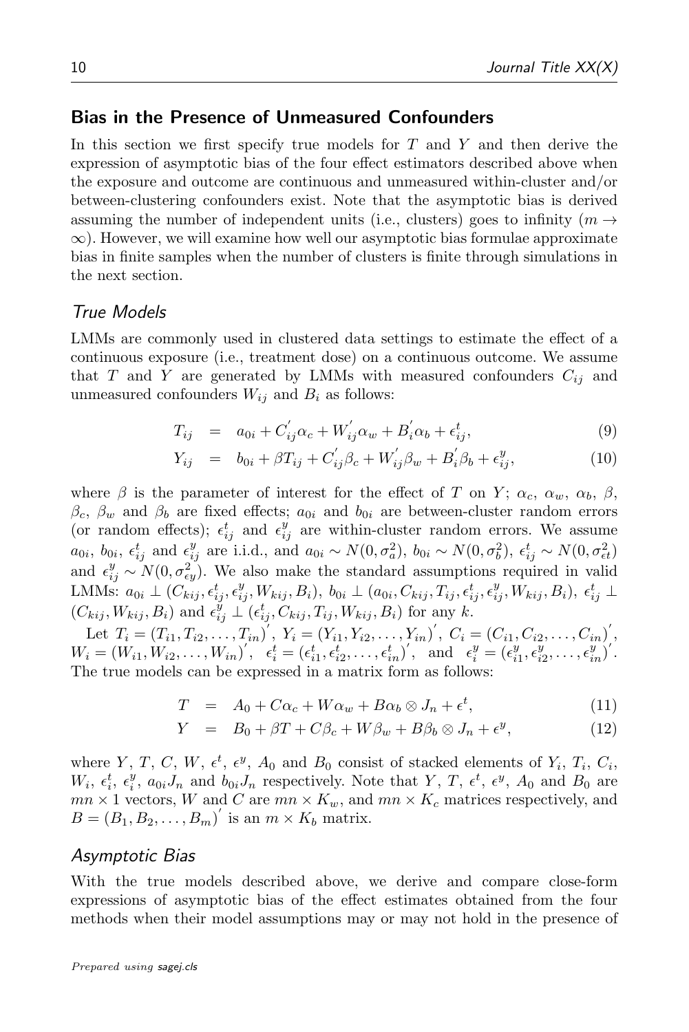## Bias in the Presence of Unmeasured Confounders

In this section we first specify true models for $T$ and $Y$ and then derive the expression of asymptotic bias of the four effect estimators described above when the exposure and outcome are continuous and unmeasured within-cluster and/or between-clustering confounders exist. Note that the asymptotic bias is derived assuming the number of independent units (i.e., clusters) goes to infinity ($m \rightarrow \infty$). However, we will examine how well our asymptotic bias formulae approximate bias in finite samples when the number of clusters is finite through simulations in the next section.

### True Models

LMMs are commonly used in clustered data settings to estimate the effect of a continuous exposure (i.e., treatment dose) on a continuous outcome. We assume that $T$ and $Y$ are generated by LMMs with measured confounders $C_{ij}$ and unmeasured confounders $W_{ij}$ and $B_i$ as follows:

$$T_{ij} = a_{0i} + C_{ij}^{'}\alpha_c + W_{ij}^{'}\alpha_w + B_i^{'}\alpha_b + \epsilon_{ij}^t, \tag{9}$$

$$Y_{ij} = b_{0i} + \beta T_{ij} + C_{ij}^{'}\beta_c + W_{ij}^{'}\beta_w + B_i^{'}\beta_b + \epsilon_{ij}^y, \tag{10}$$

where $\beta$ is the parameter of interest for the effect of $T$ on $Y$; $\alpha_c$, $\alpha_w$, $\alpha_b$, $\beta$, $\beta_c$, $\beta_w$ and $\beta_b$ are fixed effects; $a_{0i}$ and $b_{0i}$ are between-cluster random errors (or random effects); $\epsilon_{ij}^t$ and $\epsilon_{ij}^y$ are within-cluster random errors. We assume $a_{0i}$, $b_{0i}$, $\epsilon_{ij}^t$ and $\epsilon_{ij}^y$ are i.i.d., and $a_{0i} \sim N(0, \sigma_a^2)$, $b_{0i} \sim N(0, \sigma_b^2)$, $\epsilon_{ij}^t \sim N(0, \sigma_{\epsilon t}^2)$ and $\epsilon_{ij}^y \sim N(0, \sigma_{\epsilon y}^2)$. We also make the standard assumptions required in valid LMMs: $a_{0i} \perp (C_{kij}, \epsilon_{ij}^t, \epsilon_{ij}^y, W_{kij}, B_i)$, $b_{0i} \perp (a_{0i}, C_{kij}, T_{ij}, \epsilon_{ij}^t, \epsilon_{ij}^y, W_{kij}, B_i)$, $\epsilon_{ij}^t \perp (C_{kij}, W_{kij}, B_i)$ and $\epsilon_{ij}^y \perp (\epsilon_{ij}^t, C_{kij}, T_{ij}, W_{kij}, B_i)$ for any $k$.

Let $T_i = (T_{i1}, T_{i2}, \ldots, T_{in})^{'}$, $Y_i = (Y_{i1}, Y_{i2}, \ldots, Y_{in})^{'}$, $C_i = (C_{i1}, C_{i2}, \ldots, C_{in})^{'}$, $W_i = (W_{i1}, W_{i2}, \ldots, W_{in})^{'}$, $\epsilon_i^t = (\epsilon_{i1}^t, \epsilon_{i2}^t, \ldots, \epsilon_{in}^t)^{'}$, and $\epsilon_i^y = (\epsilon_{i1}^y, \epsilon_{i2}^y, \ldots, \epsilon_{in}^y)^{'}$. The true models can be expressed in a matrix form as follows:

$$T = A_0 + C\alpha_c + W\alpha_w + B\alpha_b \otimes J_n + \epsilon^t, \tag{11}$$

$$Y = B_0 + \beta T + C\beta_c + W\beta_w + B\beta_b \otimes J_n + \epsilon^y, \tag{12}$$

where $Y$, $T$, $C$, $W$, $\epsilon^t$, $\epsilon^y$, $A_0$ and $B_0$ consist of stacked elements of $Y_i$, $T_i$, $C_i$, $W_i$, $\epsilon_i^t$, $\epsilon_i^y$, $a_{0i}J_n$ and $b_{0i}J_n$ respectively. Note that $Y$, $T$, $\epsilon^t$, $\epsilon^y$, $A_0$ and $B_0$ are $mn \times 1$ vectors, $W$ and $C$ are $mn \times K_w$, and $mn \times K_c$ matrices respectively, and $B = (B_1, B_2, \ldots, B_m)^{'}$ is an $m \times K_b$ matrix.

### Asymptotic Bias

With the true models described above, we derive and compare close-form expressions of asymptotic bias of the effect estimates obtained from the four methods when their model assumptions may or may not hold in the presence of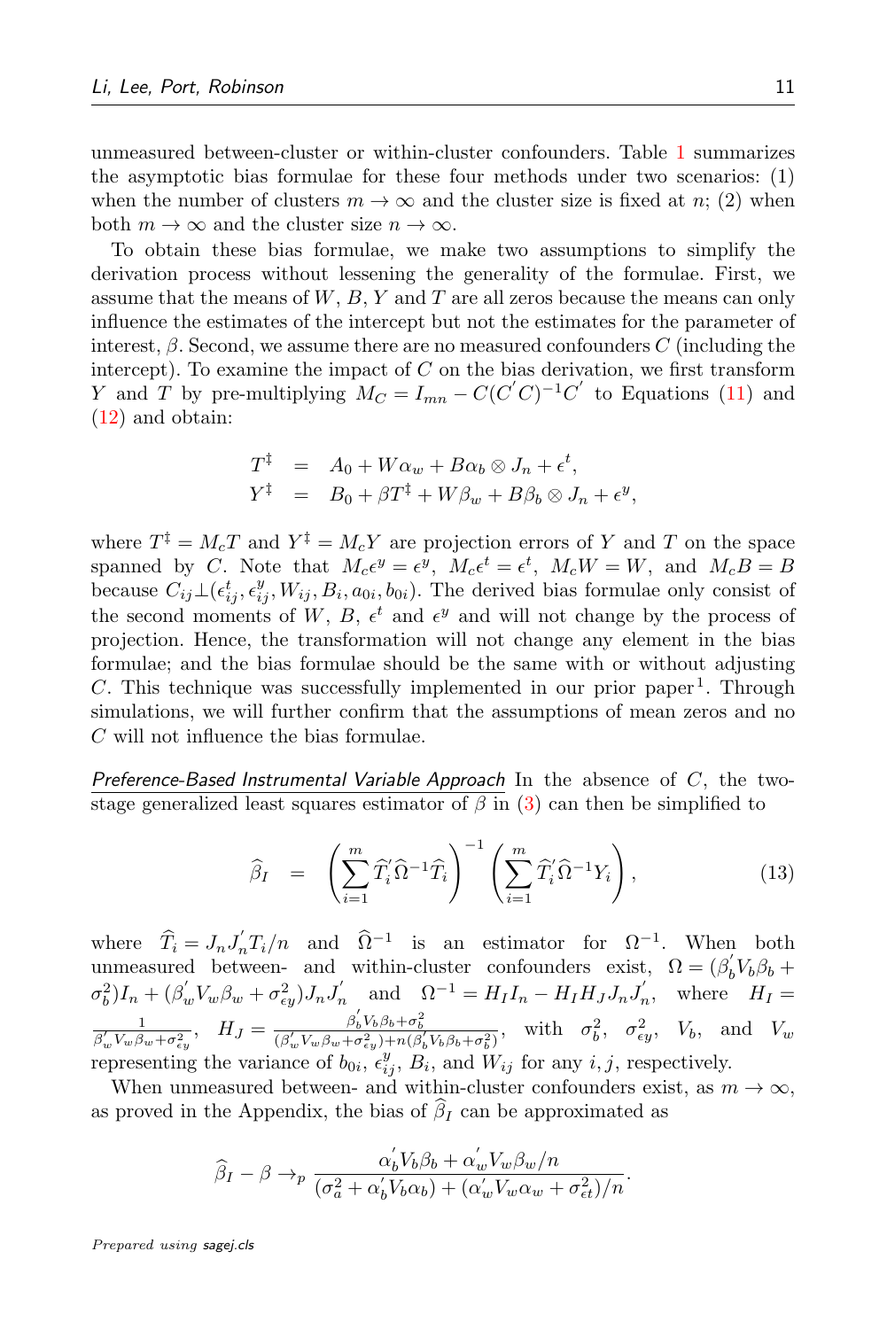unmeasured between-cluster or within-cluster confounders. Table 1 summarizes the asymptotic bias formulae for these four methods under two scenarios: (1) when the number of clusters $m \to \infty$ and the cluster size is fixed at $n$; (2) when both $m \to \infty$ and the cluster size $n \to \infty$.

To obtain these bias formulae, we make two assumptions to simplify the derivation process without lessening the generality of the formulae. First, we assume that the means of $W$, $B$, $Y$ and $T$ are all zeros because the means can only influence the estimates of the intercept but not the estimates for the parameter of interest, $\beta$. Second, we assume there are no measured confounders $C$ (including the intercept). To examine the impact of $C$ on the bias derivation, we first transform $Y$ and $T$ by pre-multiplying $M_C = I_{mn} - C(C^{'}C)^{-1}C^{'}$ to Equations (11) and (12) and obtain:

$$
\begin{aligned}
T^{\ddagger} &= A_0 + W\alpha_w + B\alpha_b \otimes J_n + \epsilon^t, \\
Y^{\ddagger} &= B_0 + \beta T^{\ddagger} + W\beta_w + B\beta_b \otimes J_n + \epsilon^y,
\end{aligned}
$$

where $T^{\ddagger} = M_c T$ and $Y^{\ddagger} = M_c Y$ are projection errors of $Y$ and $T$ on the space spanned by $C$. Note that $M_c \epsilon^y = \epsilon^y$, $M_c \epsilon^t = \epsilon^t$, $M_c W = W$, and $M_c B = B$ because $C_{ij} \perp (\epsilon^t_{ij}, \epsilon^y_{ij}, W_{ij}, B_i, a_{0i}, b_{0i})$. The derived bias formulae only consist of the second moments of $W$, $B$, $\epsilon^t$ and $\epsilon^y$ and will not change by the process of projection. Hence, the transformation will not change any element in the bias formulae; and the bias formulae should be the same with or without adjusting $C$. This technique was successfully implemented in our prior paper[1]. Through simulations, we will further confirm that the assumptions of mean zeros and no $C$ will not influence the bias formulae.

*Preference-Based Instrumental Variable Approach* In the absence of $C$, the two-stage generalized least squares estimator of $\beta$ in (3) can then be simplified to

$$
\widehat{\beta}_I = \left( \sum_{i=1}^{m} \widehat{T}_i^{'} \widehat{\Omega}^{-1} \widehat{T}_i \right)^{-1} \left( \sum_{i=1}^{m} \widehat{T}_i^{'} \widehat{\Omega}^{-1} Y_i \right), \tag{13}
$$

where $\widehat{T}_i = J_n J_n^{'} T_i / n$ and $\widehat{\Omega}^{-1}$ is an estimator for $\Omega^{-1}$. When both unmeasured between- and within-cluster confounders exist, $\Omega = (\beta_b^{'} V_b \beta_b + \sigma_b^2) I_n + (\beta_w^{'} V_w \beta_w + \sigma_{\epsilon y}^2) J_n J_n^{'}$ and $\Omega^{-1} = H_I I_n - H_I H_J J_n J_n^{'}$, where $H_I = \frac{1}{\beta_w^{'} V_w \beta_w + \sigma_{\epsilon y}^2}$, $H_J = \frac{\beta_b^{'} V_b \beta_b + \sigma_b^2}{(\beta_w^{'} V_w \beta_w + \sigma_{\epsilon y}^2) + n(\beta_b^{'} V_b \beta_b + \sigma_b^2)}$, with $\sigma_b^2$, $\sigma_{\epsilon y}^2$, $V_b$, and $V_w$ representing the variance of $b_{0i}$, $\epsilon^y_{ij}$, $B_i$, and $W_{ij}$ for any $i, j$, respectively.

When unmeasured between- and within-cluster confounders exist, as $m \to \infty$, as proved in the Appendix, the bias of $\widehat{\beta}_I$ can be approximated as

$$
\widehat{\beta}_I - \beta \to_p \frac{\alpha_b^{'} V_b \beta_b + \alpha_w^{'} V_w \beta_w / n}{(\sigma_a^2 + \alpha_b^{'} V_b \alpha_b) + (\alpha_w^{'} V_w \alpha_w + \sigma_{\epsilon t}^2)/n}.
$$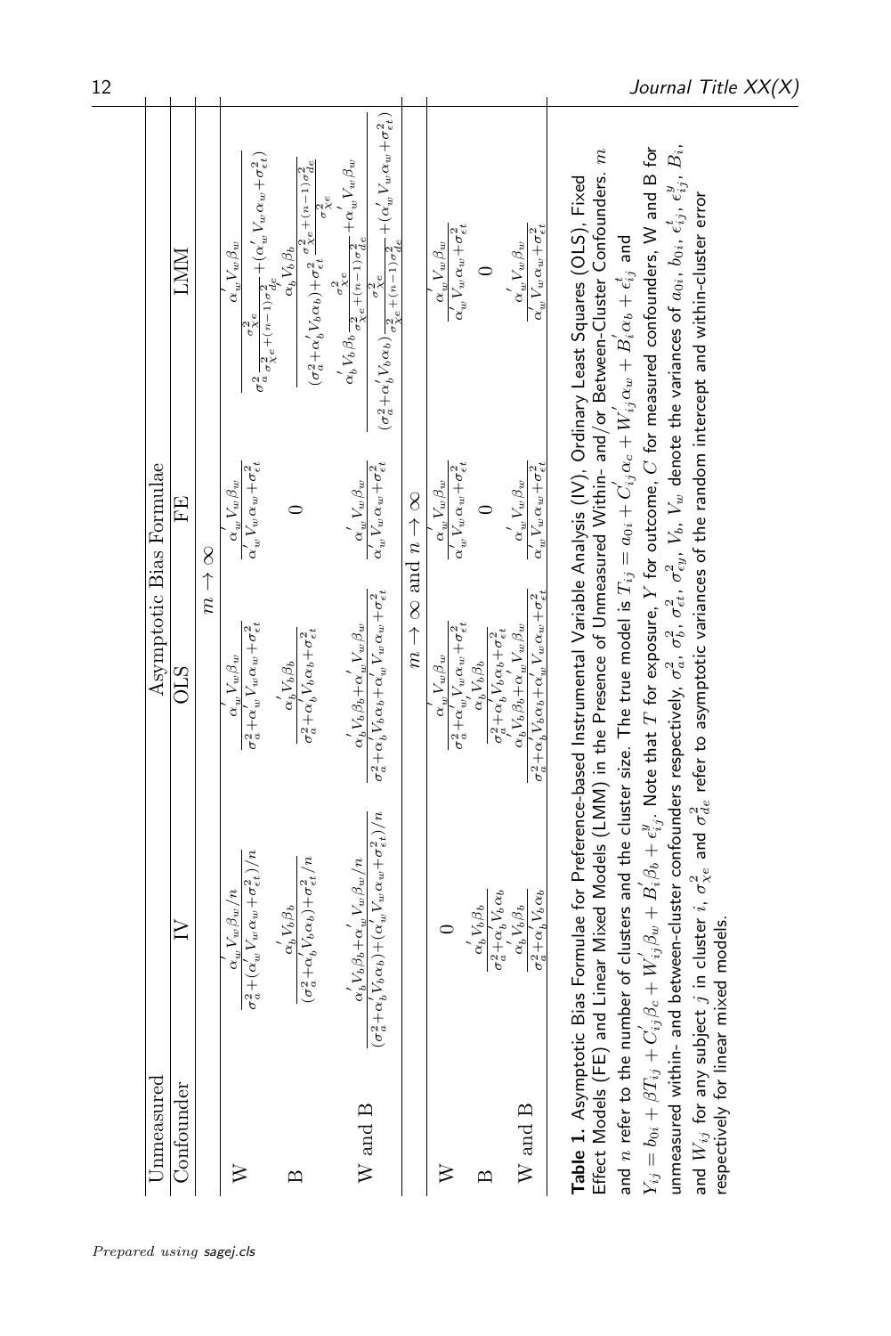| Unmeasured Confounder | Asymptotic Bias Formulae | | | |
|---|---|---|---|---|
| | IV | OLS | FE | LMM |
| | $m \to \infty$ | | | |
| W | $\frac{\alpha_w^{'} V_w \beta_w / n}{\sigma_a^2 + (\alpha_w^{'} V_w \alpha_w + \sigma_{\epsilon t}^2)/n}$ | $\frac{\alpha_w^{'} V_w \beta_w}{\sigma_a^2 + \alpha_w^{'} V_w \alpha_w + \sigma_{\epsilon t}^2}$ | $\frac{\alpha_w^{'} V_w \beta_w}{\alpha_w^{'} V_w \alpha_w + \sigma_{\epsilon t}^2}$ | $\frac{\alpha_w^{'} V_w \beta_w}{\sigma_a^2 \frac{\sigma_{\chi e}^2}{\sigma_{\chi e}^2 + (n-1)\sigma_{de}^2} + (\alpha_w^{'} V_w \alpha_w + \sigma_{\epsilon t}^2)}$ |
| B | $\frac{\alpha_b^{'} V_b \beta_b}{(\sigma_a^2 + \alpha_b^{'} V_b \alpha_b) + \sigma_{\epsilon t}^2/n}$ | $\frac{\alpha_b^{'} V_b \beta_b}{\sigma_a^2 + \alpha_b^{'} V_b \alpha_b + \sigma_{\epsilon t}^2}$ | $0$ | $\frac{\alpha_b^{'} V_b \beta_b}{(\sigma_a^2 + \alpha_b^{'} V_b \alpha_b) + \sigma_{\epsilon t}^2 \frac{\sigma_{\chi e}^2 + (n-1)\sigma_{de}^2}{\sigma_{\chi e}^2}}$ |
| W and B | $\frac{\alpha_b^{'} V_b \beta_b + \alpha_w^{'} V_w \beta_w / n}{(\sigma_a^2 + \alpha_b^{'} V_b \alpha_b) + (\alpha_w^{'} V_w \alpha_w + \sigma_{\epsilon t}^2)/n}$ | $\frac{\alpha_b^{'} V_b \beta_b + \alpha_w^{'} V_w \beta_w}{\sigma_a^2 + \alpha_b^{'} V_b \alpha_b + \alpha_w^{'} V_w \alpha_w + \sigma_{\epsilon t}^2}$ | $\frac{\alpha_w^{'} V_w \beta_w}{\alpha_w^{'} V_w \alpha_w + \sigma_{\epsilon t}^2}$ | $\frac{\alpha_b^{'} V_b \beta_b \frac{\sigma_{\chi e}^2}{\sigma_{\chi e}^2 + (n-1)\sigma_{de}^2} + \alpha_w^{'} V_w \beta_w}{(\sigma_a^2 + \alpha_b^{'} V_b \alpha_b) \frac{\sigma_{\chi e}^2}{\sigma_{\chi e}^2 + (n-1)\sigma_{de}^2} + (\alpha_w^{'} V_w \alpha_w + \sigma_{\epsilon t}^2)}$ |
| | $m \to \infty$ and $n \to \infty$ | | | |
| W | $0$ | $\frac{\alpha_w^{'} V_w \beta_w}{\sigma_a^2 + \alpha_w^{'} V_w \alpha_w + \sigma_{\epsilon t}^2}$ | $\frac{\alpha_w^{'} V_w \beta_w}{\alpha_w^{'} V_w \alpha_w + \sigma_{\epsilon t}^2}$ | $\frac{\alpha_w^{'} V_w \beta_w}{\alpha_w^{'} V_w \alpha_w + \sigma_{\epsilon t}^2}$ |
| B | $\frac{\alpha_b^{'} V_b \beta_b}{\sigma_a^2 + \alpha_b^{'} V_b \alpha_b}$ | $\frac{\alpha_b^{'} V_b \beta_b}{\sigma_a^2 + \alpha_b^{'} V_b \alpha_b + \sigma_{\epsilon t}^2}$ | $0$ | $0$ |
| W and B | $\frac{\alpha_b^{'} V_b \beta_b}{\sigma_a^2 + \alpha_b^{'} V_b \alpha_b}$ | $\frac{\alpha_b^{'} V_b \beta_b + \alpha_w^{'} V_w \beta_w}{\sigma_a^2 + \alpha_b^{'} V_b \alpha_b + \alpha_w^{'} V_w \alpha_w + \sigma_{\epsilon t}^2}$ | $\frac{\alpha_w^{'} V_w \beta_w}{\alpha_w^{'} V_w \alpha_w + \sigma_{\epsilon t}^2}$ | $\frac{\alpha_w^{'} V_w \beta_w}{\alpha_w^{'} V_w \alpha_w + \sigma_{\epsilon t}^2}$ |

**Table 1.** Asymptotic Bias Formulae for Preference-based Instrumental Variable Analysis (IV), Ordinary Least Squares (OLS), Fixed Effect Models (FE) and Linear Mixed Models (LMM) in the Presence of Unmeasured Within- and/or Between-Cluster Confounders. $m$ and $n$ refer to the number of clusters and the cluster size. The true model is $T_{ij} = a_{0i} + C_{ij}^{'}\alpha_c + W_{ij}^{'}\alpha_w + B_i^{'}\alpha_b + \epsilon_{ij}^t$ and $Y_{ij} = b_{0i} + \beta T_{ij} + C_{ij}^{'}\beta_c + W_{ij}^{'}\beta_w + B_i^{'}\beta_b + \epsilon_{ij}^y$. Note that $T$ for exposure, $Y$ for outcome, $C$ for measured confounders, W and B for unmeasured within- and between-cluster confounders respectively, $\sigma_a^2$, $\sigma_b^2$, $\sigma_{\epsilon t}^2$, $\sigma_{\epsilon y}^2$, $V_b$, $V_w$ denote the variances of $a_{0i}$, $b_{0i}$, $\epsilon_{ij}^t$, $\epsilon_{ij}^y$, $B_i$, and $W_{ij}$ for any subject $j$ in cluster $i$, $\sigma_{\chi e}^2$ and $\sigma_{de}^2$ refer to asymptotic variances of the random intercept and within-cluster error respectively for linear mixed models.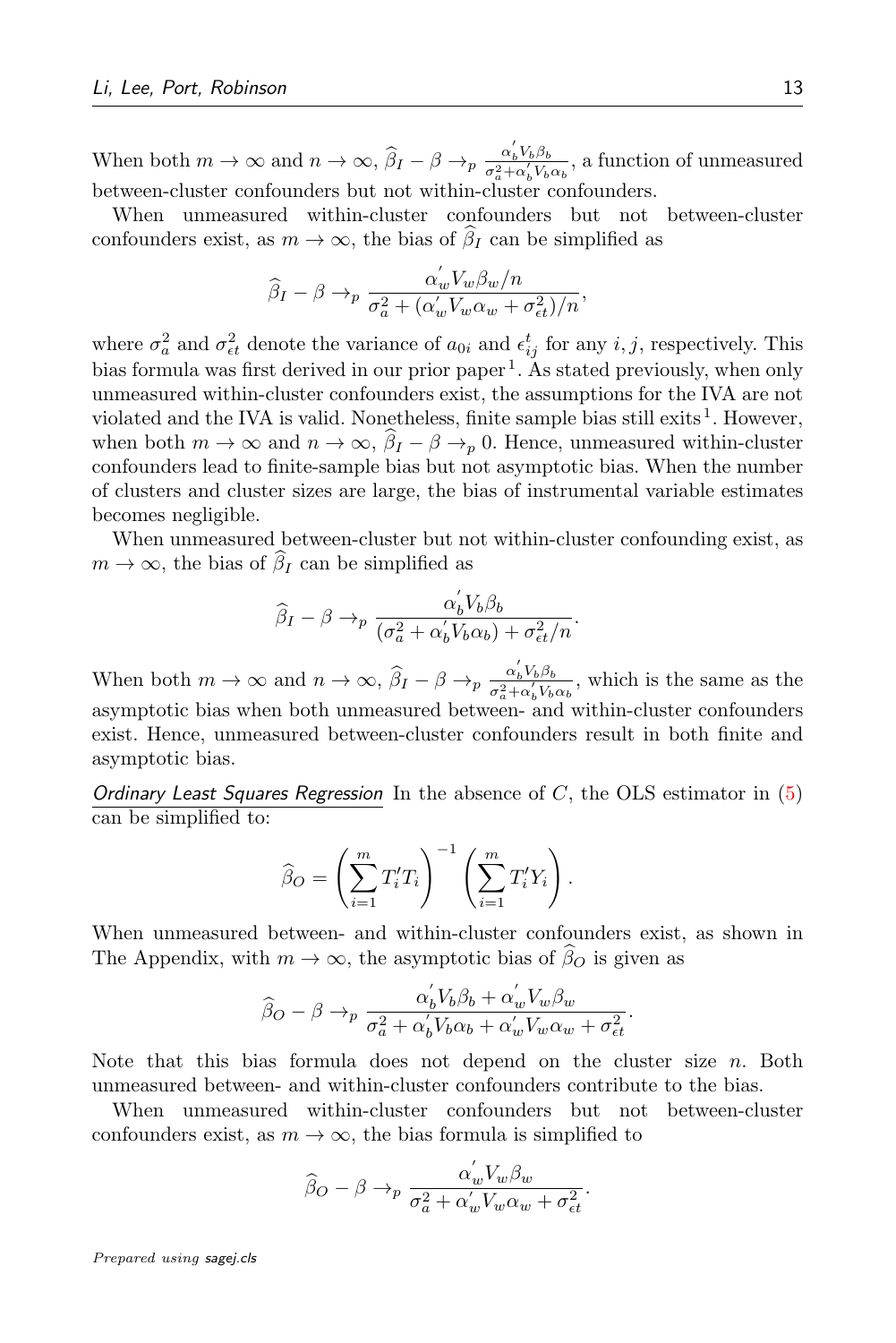When both $m \to \infty$ and $n \to \infty$, $\widehat{\beta}_I - \beta \to_p \frac{\alpha_b^{'} V_b \beta_b}{\sigma_a^2 + \alpha_b^{'} V_b \alpha_b}$, a function of unmeasured between-cluster confounders but not within-cluster confounders.

When unmeasured within-cluster confounders but not between-cluster confounders exist, as $m \to \infty$, the bias of $\widehat{\beta}_I$ can be simplified as

$$\widehat{\beta}_I - \beta \to_p \frac{\alpha_w^{'} V_w \beta_w / n}{\sigma_a^2 + (\alpha_w^{'} V_w \alpha_w + \sigma_{\epsilon t}^2)/n},$$

where $\sigma_a^2$ and $\sigma_{\epsilon t}^2$ denote the variance of $a_{0i}$ and $\epsilon_{ij}^t$ for any $i, j$, respectively. This bias formula was first derived in our prior paper[1]. As stated previously, when only unmeasured within-cluster confounders exist, the assumptions for the IVA are not violated and the IVA is valid. Nonetheless, finite sample bias still exits[1]. However, when both $m \to \infty$ and $n \to \infty$, $\widehat{\beta}_I - \beta \to_p 0$. Hence, unmeasured within-cluster confounders lead to finite-sample bias but not asymptotic bias. When the number of clusters and cluster sizes are large, the bias of instrumental variable estimates becomes negligible.

When unmeasured between-cluster but not within-cluster confounding exist, as $m \to \infty$, the bias of $\widehat{\beta}_I$ can be simplified as

$$\widehat{\beta}_I - \beta \to_p \frac{\alpha_b^{'} V_b \beta_b}{(\sigma_a^2 + \alpha_b^{'} V_b \alpha_b) + \sigma_{\epsilon t}^2 / n}.$$

When both $m \to \infty$ and $n \to \infty$, $\widehat{\beta}_I - \beta \to_p \frac{\alpha_b^{'} V_b \beta_b}{\sigma_a^2 + \alpha_b^{'} V_b \alpha_b}$, which is the same as the asymptotic bias when both unmeasured between- and within-cluster confounders exist. Hence, unmeasured between-cluster confounders result in both finite and asymptotic bias.

*Ordinary Least Squares Regression* In the absence of $C$, the OLS estimator in (5) can be simplified to:

$$\widehat{\beta}_O = \left( \sum_{i=1}^{m} T_i^{'} T_i \right)^{-1} \left( \sum_{i=1}^{m} T_i^{'} Y_i \right).$$

When unmeasured between- and within-cluster confounders exist, as shown in The Appendix, with $m \to \infty$, the asymptotic bias of $\widehat{\beta}_O$ is given as

$$\widehat{\beta}_O - \beta \to_p \frac{\alpha_b^{'} V_b \beta_b + \alpha_w^{'} V_w \beta_w}{\sigma_a^2 + \alpha_b^{'} V_b \alpha_b + \alpha_w^{'} V_w \alpha_w + \sigma_{\epsilon t}^2}.$$

Note that this bias formula does not depend on the cluster size $n$. Both unmeasured between- and within-cluster confounders contribute to the bias.

When unmeasured within-cluster confounders but not between-cluster confounders exist, as $m \to \infty$, the bias formula is simplified to

$$\widehat{\beta}_O - \beta \to_p \frac{\alpha_w^{'} V_w \beta_w}{\sigma_a^2 + \alpha_w^{'} V_w \alpha_w + \sigma_{\epsilon t}^2}.$$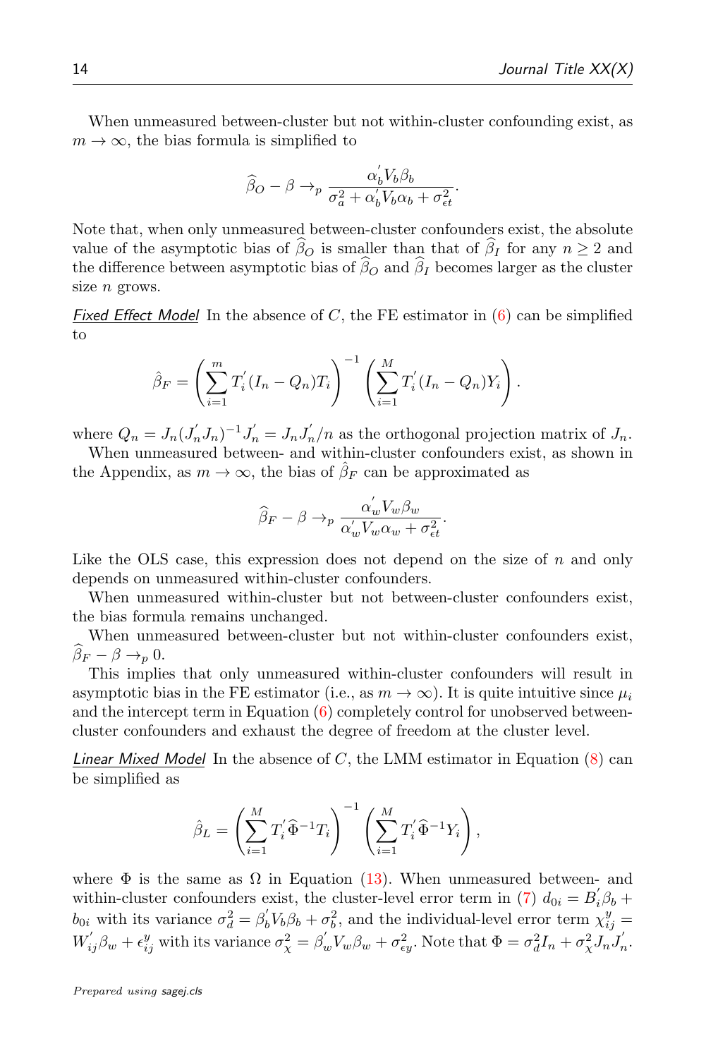When unmeasured between-cluster but not within-cluster confounding exist, as $m \to \infty$, the bias formula is simplified to

$$\widehat{\beta}_O - \beta \to_p \frac{\alpha_b^{'} V_b \beta_b}{\sigma_a^2 + \alpha_b^{'} V_b \alpha_b + \sigma_{\epsilon t}^2}.$$

Note that, when only unmeasured between-cluster confounders exist, the absolute value of the asymptotic bias of $\widehat{\beta}_O$ is smaller than that of $\widehat{\beta}_I$ for any $n \geq 2$ and the difference between asymptotic bias of $\widehat{\beta}_O$ and $\widehat{\beta}_I$ becomes larger as the cluster size $n$ grows.

*Fixed Effect Model* In the absence of $C$, the FE estimator in (6) can be simplified to

$$\hat{\beta}_F = \left( \sum_{i=1}^{m} T_i^{'} (I_n - Q_n) T_i \right)^{-1} \left( \sum_{i=1}^{M} T_i^{'} (I_n - Q_n) Y_i \right).$$

where $Q_n = J_n (J_n^{'} J_n)^{-1} J_n^{'} = J_n J_n^{'}/n$ as the orthogonal projection matrix of $J_n$.

When unmeasured between- and within-cluster confounders exist, as shown in the Appendix, as $m \to \infty$, the bias of $\hat{\beta}_F$ can be approximated as

$$\widehat{\beta}_F - \beta \to_p \frac{\alpha_w^{'} V_w \beta_w}{\alpha_w^{'} V_w \alpha_w + \sigma_{\epsilon t}^2}.$$

Like the OLS case, this expression does not depend on the size of $n$ and only depends on unmeasured within-cluster confounders.

When unmeasured within-cluster but not between-cluster confounders exist, the bias formula remains unchanged.

When unmeasured between-cluster but not within-cluster confounders exist, $\widehat{\beta}_F - \beta \to_p 0$.

This implies that only unmeasured within-cluster confounders will result in asymptotic bias in the FE estimator (i.e., as $m \to \infty$). It is quite intuitive since $\mu_i$ and the intercept term in Equation (6) completely control for unobserved between-cluster confounders and exhaust the degree of freedom at the cluster level.

*Linear Mixed Model* In the absence of $C$, the LMM estimator in Equation (8) can be simplified as

$$\hat{\beta}_L = \left( \sum_{i=1}^{M} T_i^{'} \widehat{\Phi}^{-1} T_i \right)^{-1} \left( \sum_{i=1}^{M} T_i^{'} \widehat{\Phi}^{-1} Y_i \right),$$

where $\Phi$ is the same as $\Omega$ in Equation (13). When unmeasured between- and within-cluster confounders exist, the cluster-level error term in (7) $d_{0i} = B_i^{'} \beta_b + b_{0i}$ with its variance $\sigma_d^2 = \beta_b^{'} V_b \beta_b + \sigma_b^2$, and the individual-level error term $\chi_{ij}^y = W_{ij}^{'} \beta_w + \epsilon_{ij}^y$ with its variance $\sigma_\chi^2 = \beta_w^{'} V_w \beta_w + \sigma_{\epsilon y}^2$. Note that $\Phi = \sigma_d^2 I_n + \sigma_\chi^2 J_n J_n^{'}$.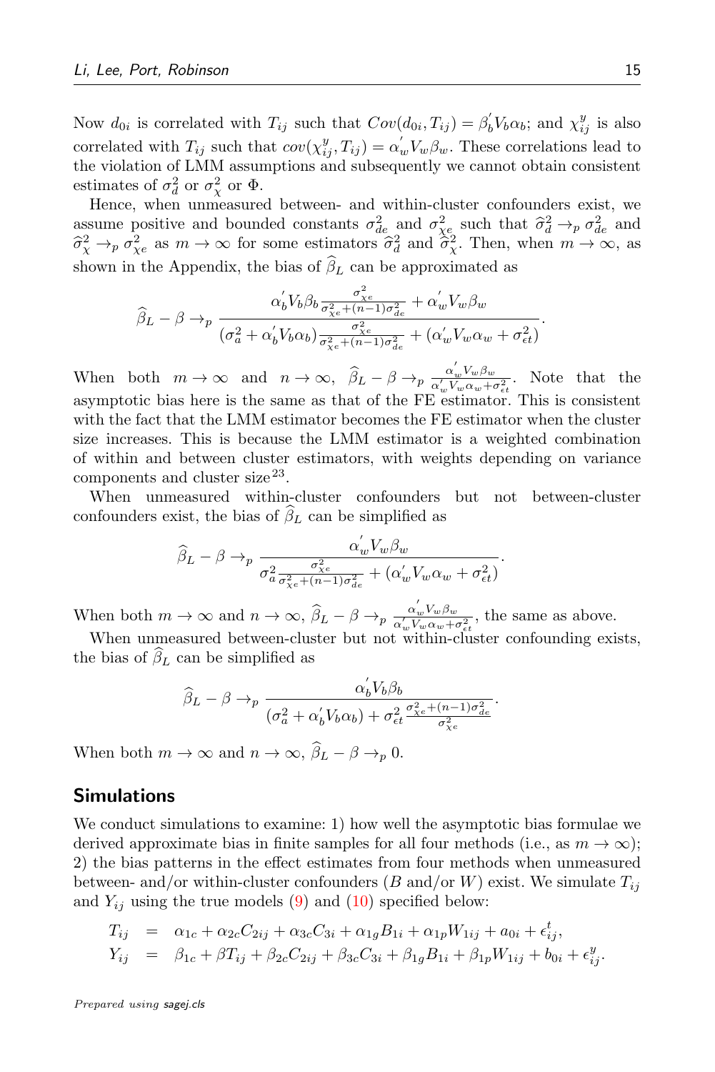Now $d_{0i}$ is correlated with $T_{ij}$ such that $Cov(d_{0i}, T_{ij}) = \beta_b^{'} V_b \alpha_b$; and $\chi_{ij}^y$ is also correlated with $T_{ij}$ such that $cov(\chi_{ij}^y, T_{ij}) = \alpha_w^{'} V_w \beta_w$. These correlations lead to the violation of LMM assumptions and subsequently we cannot obtain consistent estimates of $\sigma_d^2$ or $\sigma_\chi^2$ or $\Phi$.

Hence, when unmeasured between- and within-cluster confounders exist, we assume positive and bounded constants $\sigma_{de}^2$ and $\sigma_{\chi e}^2$ such that $\widehat{\sigma}_d^2 \to_p \sigma_{de}^2$ and $\widehat{\sigma}_\chi^2 \to_p \sigma_{\chi e}^2$ as $m \to \infty$ for some estimators $\widehat{\sigma}_d^2$ and $\widehat{\sigma}_\chi^2$. Then, when $m \to \infty$, as shown in the Appendix, the bias of $\widehat{\beta}_L$ can be approximated as

$$\widehat{\beta}_L - \beta \to_p \frac{\alpha_b^{'} V_b \beta_b \frac{\sigma_{\chi e}^2}{\sigma_{\chi e}^2 + (n-1)\sigma_{de}^2} + \alpha_w^{'} V_w \beta_w}{(\sigma_a^2 + \alpha_b^{'} V_b \alpha_b) \frac{\sigma_{\chi e}^2}{\sigma_{\chi e}^2 + (n-1)\sigma_{de}^2} + (\alpha_w^{'} V_w \alpha_w + \sigma_{\epsilon t}^2)}.$$

When both $m \to \infty$ and $n \to \infty$, $\widehat{\beta}_L - \beta \to_p \frac{\alpha_w^{'} V_w \beta_w}{\alpha_w^{'} V_w \alpha_w + \sigma_{\epsilon t}^2}$. Note that the asymptotic bias here is the same as that of the FE estimator. This is consistent with the fact that the LMM estimator becomes the FE estimator when the cluster size increases. This is because the LMM estimator is a weighted combination of within and between cluster estimators, with weights depending on variance components and cluster size[23].

When unmeasured within-cluster confounders but not between-cluster confounders exist, the bias of $\widehat{\beta}_L$ can be simplified as

$$\widehat{\beta}_L - \beta \to_p \frac{\alpha_w^{'} V_w \beta_w}{\sigma_a^2 \frac{\sigma_{\chi e}^2}{\sigma_{\chi e}^2 + (n-1)\sigma_{de}^2} + (\alpha_w^{'} V_w \alpha_w + \sigma_{\epsilon t}^2)}.$$

When both $m \to \infty$ and $n \to \infty$, $\widehat{\beta}_L - \beta \to_p \frac{\alpha_w^{'} V_w \beta_w}{\alpha_w^{'} V_w \alpha_w + \sigma_{\epsilon t}^2}$, the same as above.

When unmeasured between-cluster but not within-cluster confounding exists, the bias of $\widehat{\beta}_L$ can be simplified as

$$\widehat{\beta}_L - \beta \to_p \frac{\alpha_b^{'} V_b \beta_b}{(\sigma_a^2 + \alpha_b^{'} V_b \alpha_b) + \sigma_{\epsilon t}^2 \frac{\sigma_{\chi e}^2 + (n-1)\sigma_{de}^2}{\sigma_{\chi e}^2}}.$$

When both $m \to \infty$ and $n \to \infty$, $\widehat{\beta}_L - \beta \to_p 0$.

## Simulations

We conduct simulations to examine: 1) how well the asymptotic bias formulae we derived approximate bias in finite samples for all four methods (i.e., as $m \to \infty$); 2) the bias patterns in the effect estimates from four methods when unmeasured between- and/or within-cluster confounders ($B$ and/or $W$) exist. We simulate $T_{ij}$ and $Y_{ij}$ using the true models (9) and (10) specified below:

$$\begin{aligned}
T_{ij} &= \alpha_{1c} + \alpha_{2c} C_{2ij} + \alpha_{3c} C_{3i} + \alpha_{1g} B_{1i} + \alpha_{1p} W_{1ij} + a_{0i} + \epsilon_{ij}^t, \\
Y_{ij} &= \beta_{1c} + \beta T_{ij} + \beta_{2c} C_{2ij} + \beta_{3c} C_{3i} + \beta_{1g} B_{1i} + \beta_{1p} W_{1ij} + b_{0i} + \epsilon_{ij}^y.
\end{aligned}$$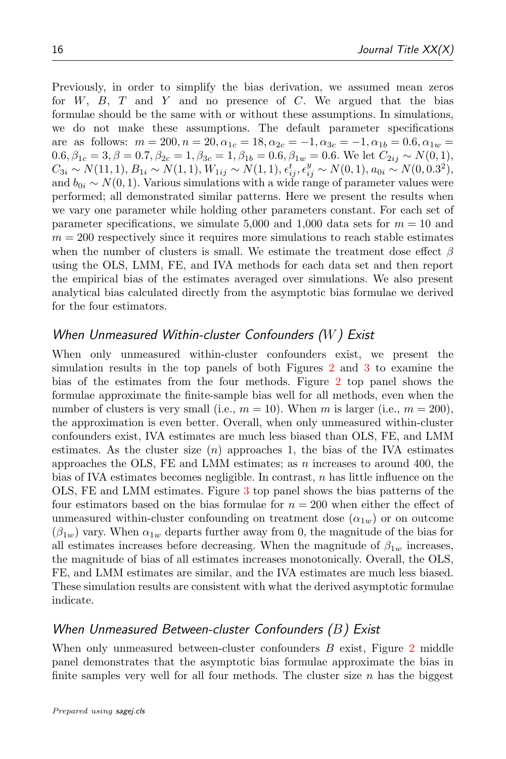Previously, in order to simplify the bias derivation, we assumed mean zeros for $W$, $B$, $T$ and $Y$ and no presence of $C$. We argued that the bias formulae should be the same with or without these assumptions. In simulations, we do not make these assumptions. The default parameter specifications are as follows: $m = 200, n = 20, \alpha_{1c} = 18, \alpha_{2c} = -1, \alpha_{3c} = -1, \alpha_{1b} = 0.6, \alpha_{1w} = 0.6, \beta_{1c} = 3, \beta = 0.7, \beta_{2c} = 1, \beta_{3c} = 1, \beta_{1b} = 0.6, \beta_{1w} = 0.6$. We let $C_{2ij} \sim N(0, 1)$, $C_{3i} \sim N(11, 1)$, $B_{1i} \sim N(1, 1)$, $W_{1ij} \sim N(1, 1)$, $\epsilon^t_{ij}, \epsilon^y_{ij} \sim N(0, 1)$, $a_{0i} \sim N(0, 0.3^2)$, and $b_{0i} \sim N(0, 1)$. Various simulations with a wide range of parameter values were performed; all demonstrated similar patterns. Here we present the results when we vary one parameter while holding other parameters constant. For each set of parameter specifications, we simulate 5,000 and 1,000 data sets for $m = 10$ and $m = 200$ respectively since it requires more simulations to reach stable estimates when the number of clusters is small. We estimate the treatment dose effect $\beta$ using the OLS, LMM, FE, and IVA methods for each data set and then report the empirical bias of the estimates averaged over simulations. We also present analytical bias calculated directly from the asymptotic bias formulae we derived for the four estimators.

### *When Unmeasured Within-cluster Confounders ($W$) Exist*

When only unmeasured within-cluster confounders exist, we present the simulation results in the top panels of both Figures 2 and 3 to examine the bias of the estimates from the four methods. Figure 2 top panel shows the formulae approximate the finite-sample bias well for all methods, even when the number of clusters is very small (i.e., $m = 10$). When $m$ is larger (i.e., $m = 200$), the approximation is even better. Overall, when only unmeasured within-cluster confounders exist, IVA estimates are much less biased than OLS, FE, and LMM estimates. As the cluster size ($n$) approaches 1, the bias of the IVA estimates approaches the OLS, FE and LMM estimates; as $n$ increases to around 400, the bias of IVA estimates becomes negligible. In contrast, $n$ has little influence on the OLS, FE and LMM estimates. Figure 3 top panel shows the bias patterns of the four estimators based on the bias formulae for $n = 200$ when either the effect of unmeasured within-cluster confounding on treatment dose ($\alpha_{1w}$) or on outcome ($\beta_{1w}$) vary. When $\alpha_{1w}$ departs further away from 0, the magnitude of the bias for all estimates increases before decreasing. When the magnitude of $\beta_{1w}$ increases, the magnitude of bias of all estimates increases monotonically. Overall, the OLS, FE, and LMM estimates are similar, and the IVA estimates are much less biased. These simulation results are consistent with what the derived asymptotic formulae indicate.

### *When Unmeasured Between-cluster Confounders ($B$) Exist*

When only unmeasured between-cluster confounders $B$ exist, Figure 2 middle panel demonstrates that the asymptotic bias formulae approximate the bias in finite samples very well for all four methods. The cluster size $n$ has the biggest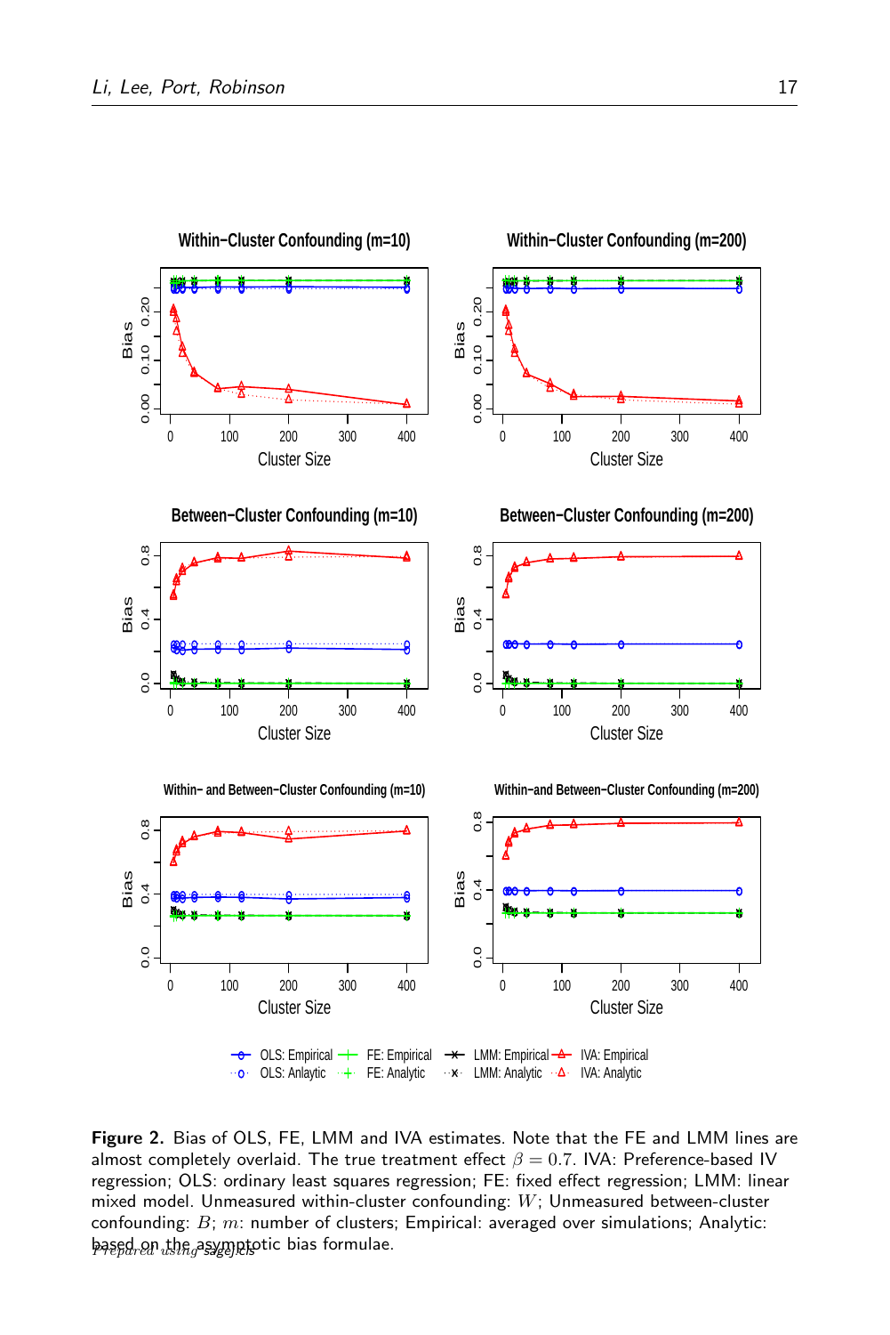**Figure 2.** Bias of OLS, FE, LMM and IVA estimates. Note that the FE and LMM lines are almost completely overlaid. The true treatment effect $\beta = 0.7$. IVA: Preference-based IV regression; OLS: ordinary least squares regression; FE: fixed effect regression; LMM: linear mixed model. Unmeasured within-cluster confounding: $W$; Unmeasured between-cluster confounding: $B$; $m$: number of clusters; Empirical: averaged over simulations; Analytic: based on the asymptotic bias formulae.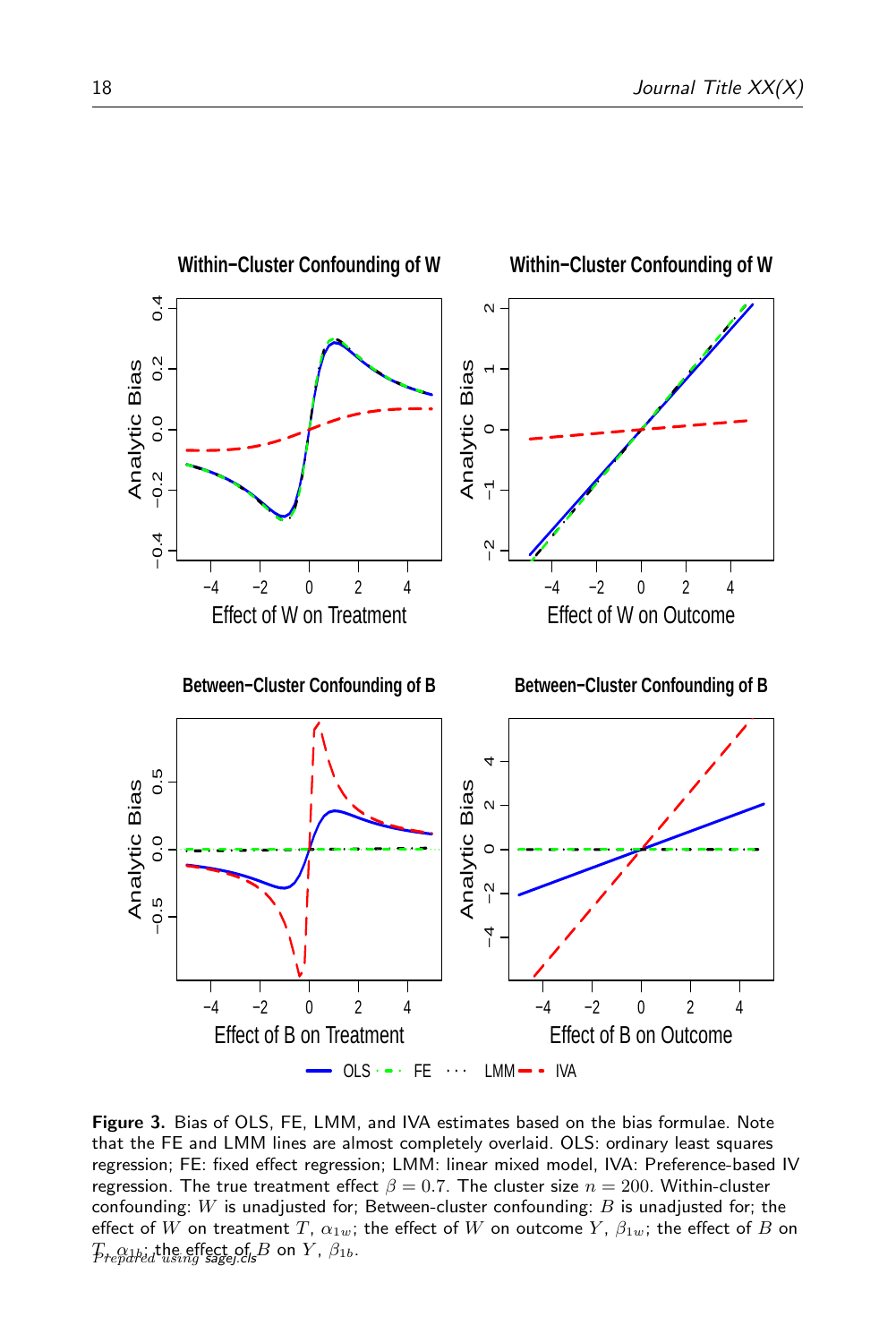**Figure 3.** Bias of OLS, FE, LMM, and IVA estimates based on the bias formulae. Note that the FE and LMM lines are almost completely overlaid. OLS: ordinary least squares regression; FE: fixed effect regression; LMM: linear mixed model, IVA: Preference-based IV regression. The true treatment effect $\beta = 0.7$. The cluster size $n = 200$. Within-cluster confounding: $W$ is unadjusted for; Between-cluster confounding: $B$ is unadjusted for; the effect of $W$ on treatment $T$, $\alpha_{1w}$; the effect of $W$ on outcome $Y$, $\beta_{1w}$; the effect of $B$ on $T$, $\alpha_{1b}$; the effect of $B$ on $Y$, $\beta_{1b}$.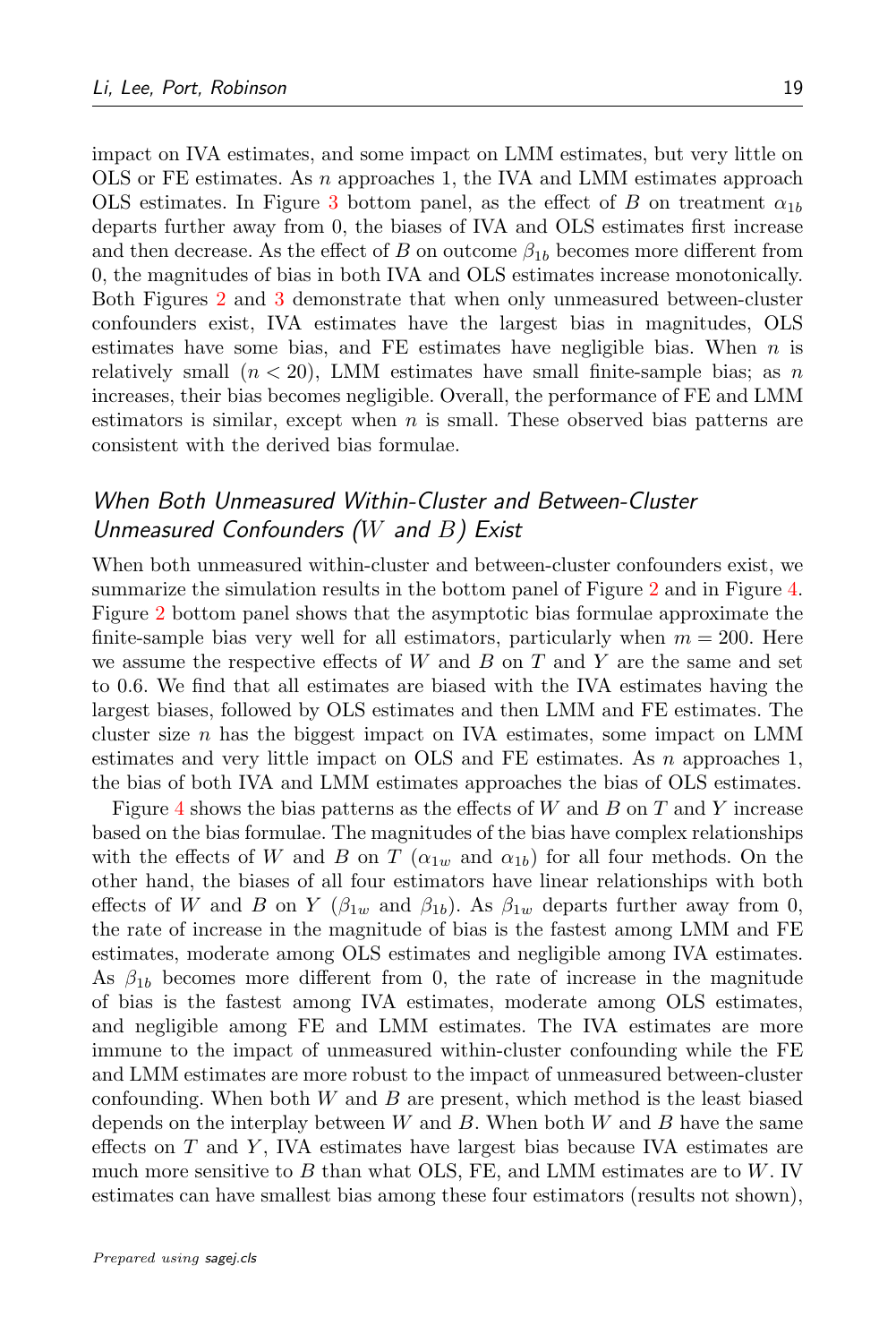impact on IVA estimates, and some impact on LMM estimates, but very little on OLS or FE estimates. As $n$ approaches 1, the IVA and LMM estimates approach OLS estimates. In Figure 3 bottom panel, as the effect of $B$ on treatment $\alpha_{1b}$ departs further away from 0, the biases of IVA and OLS estimates first increase and then decrease. As the effect of $B$ on outcome $\beta_{1b}$ becomes more different from 0, the magnitudes of bias in both IVA and OLS estimates increase monotonically. Both Figures 2 and 3 demonstrate that when only unmeasured between-cluster confounders exist, IVA estimates have the largest bias in magnitudes, OLS estimates have some bias, and FE estimates have negligible bias. When $n$ is relatively small ($n < 20$), LMM estimates have small finite-sample bias; as $n$ increases, their bias becomes negligible. Overall, the performance of FE and LMM estimators is similar, except when $n$ is small. These observed bias patterns are consistent with the derived bias formulae.

### *When Both Unmeasured Within-Cluster and Between-Cluster Unmeasured Confounders ($W$ and $B$) Exist*

When both unmeasured within-cluster and between-cluster confounders exist, we summarize the simulation results in the bottom panel of Figure 2 and in Figure 4. Figure 2 bottom panel shows that the asymptotic bias formulae approximate the finite-sample bias very well for all estimators, particularly when $m = 200$. Here we assume the respective effects of $W$ and $B$ on $T$ and $Y$ are the same and set to 0.6. We find that all estimates are biased with the IVA estimates having the largest biases, followed by OLS estimates and then LMM and FE estimates. The cluster size $n$ has the biggest impact on IVA estimates, some impact on LMM estimates and very little impact on OLS and FE estimates. As $n$ approaches 1, the bias of both IVA and LMM estimates approaches the bias of OLS estimates.

Figure 4 shows the bias patterns as the effects of $W$ and $B$ on $T$ and $Y$ increase based on the bias formulae. The magnitudes of the bias have complex relationships with the effects of $W$ and $B$ on $T$ ($\alpha_{1w}$ and $\alpha_{1b}$) for all four methods. On the other hand, the biases of all four estimators have linear relationships with both effects of $W$ and $B$ on $Y$ ($\beta_{1w}$ and $\beta_{1b}$). As $\beta_{1w}$ departs further away from 0, the rate of increase in the magnitude of bias is the fastest among LMM and FE estimates, moderate among OLS estimates and negligible among IVA estimates. As $\beta_{1b}$ becomes more different from 0, the rate of increase in the magnitude of bias is the fastest among IVA estimates, moderate among OLS estimates, and negligible among FE and LMM estimates. The IVA estimates are more immune to the impact of unmeasured within-cluster confounding while the FE and LMM estimates are more robust to the impact of unmeasured between-cluster confounding. When both $W$ and $B$ are present, which method is the least biased depends on the interplay between $W$ and $B$. When both $W$ and $B$ have the same effects on $T$ and $Y$, IVA estimates have largest bias because IVA estimates are much more sensitive to $B$ than what OLS, FE, and LMM estimates are to $W$. IV estimates can have smallest bias among these four estimators (results not shown),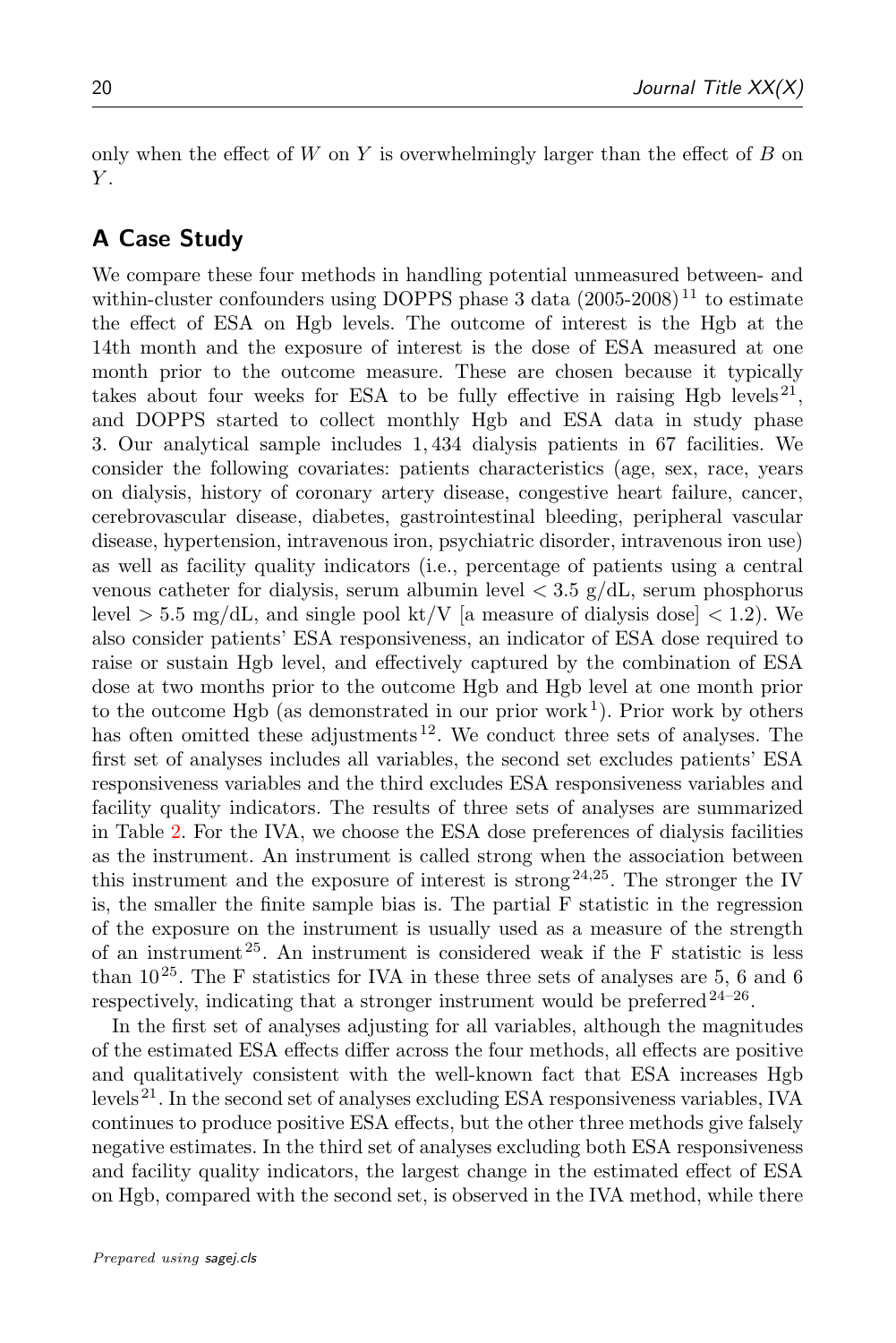only when the effect of $W$ on $Y$ is overwhelmingly larger than the effect of $B$ on $Y$.

## A Case Study

We compare these four methods in handling potential unmeasured between- and within-cluster confounders using DOPPS phase 3 data (2005-2008)[11] to estimate the effect of ESA on Hgb levels. The outcome of interest is the Hgb at the 14th month and the exposure of interest is the dose of ESA measured at one month prior to the outcome measure. These are chosen because it typically takes about four weeks for ESA to be fully effective in raising Hgb levels[21], and DOPPS started to collect monthly Hgb and ESA data in study phase 3. Our analytical sample includes 1,434 dialysis patients in 67 facilities. We consider the following covariates: patients characteristics (age, sex, race, years on dialysis, history of coronary artery disease, congestive heart failure, cancer, cerebrovascular disease, diabetes, gastrointestinal bleeding, peripheral vascular disease, hypertension, intravenous iron, psychiatric disorder, intravenous iron use) as well as facility quality indicators (i.e., percentage of patients using a central venous catheter for dialysis, serum albumin level $< 3.5$ g/dL, serum phosphorus level $> 5.5$ mg/dL, and single pool kt/V [a measure of dialysis dose] $< 1.2$). We also consider patients' ESA responsiveness, an indicator of ESA dose required to raise or sustain Hgb level, and effectively captured by the combination of ESA dose at two months prior to the outcome Hgb and Hgb level at one month prior to the outcome Hgb (as demonstrated in our prior work[1]). Prior work by others has often omitted these adjustments[12]. We conduct three sets of analyses. The first set of analyses includes all variables, the second set excludes patients' ESA responsiveness variables and the third excludes ESA responsiveness variables and facility quality indicators. The results of three sets of analyses are summarized in Table 2. For the IVA, we choose the ESA dose preferences of dialysis facilities as the instrument. An instrument is called strong when the association between this instrument and the exposure of interest is strong[24,25]. The stronger the IV is, the smaller the finite sample bias is. The partial F statistic in the regression of the exposure on the instrument is usually used as a measure of the strength of an instrument[25]. An instrument is considered weak if the F statistic is less than 10[25]. The F statistics for IVA in these three sets of analyses are 5, 6 and 6 respectively, indicating that a stronger instrument would be preferred[24–26].

In the first set of analyses adjusting for all variables, although the magnitudes of the estimated ESA effects differ across the four methods, all effects are positive and qualitatively consistent with the well-known fact that ESA increases Hgb levels[21]. In the second set of analyses excluding ESA responsiveness variables, IVA continues to produce positive ESA effects, but the other three methods give falsely negative estimates. In the third set of analyses excluding both ESA responsiveness and facility quality indicators, the largest change in the estimated effect of ESA on Hgb, compared with the second set, is observed in the IVA method, while there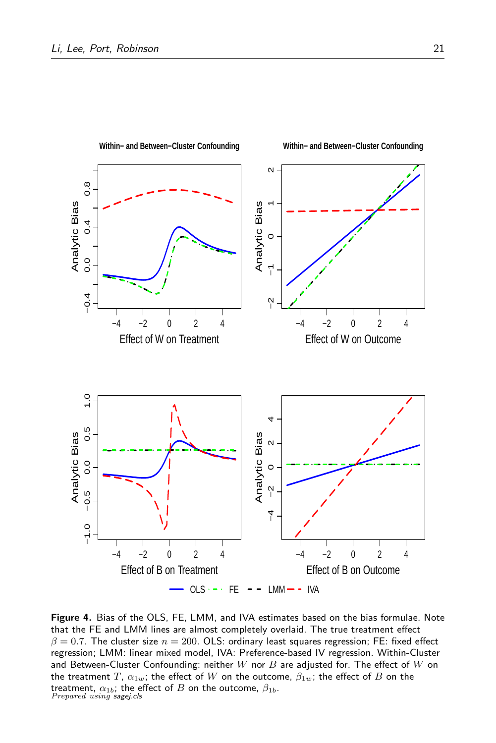**Figure 4.** Bias of the OLS, FE, LMM, and IVA estimates based on the bias formulae. Note that the FE and LMM lines are almost completely overlaid. The true treatment effect $\beta = 0.7$. The cluster size $n = 200$. OLS: ordinary least squares regression; FE: fixed effect regression; LMM: linear mixed model, IVA: Preference-based IV regression. Within-Cluster and Between-Cluster Confounding: neither $W$ nor $B$ are adjusted for. The effect of $W$ on the treatment $T$, $\alpha_{1w}$; the effect of $W$ on the outcome, $\beta_{1w}$; the effect of $B$ on the treatment, $\alpha_{1b}$; the effect of $B$ on the outcome, $\beta_{1b}$.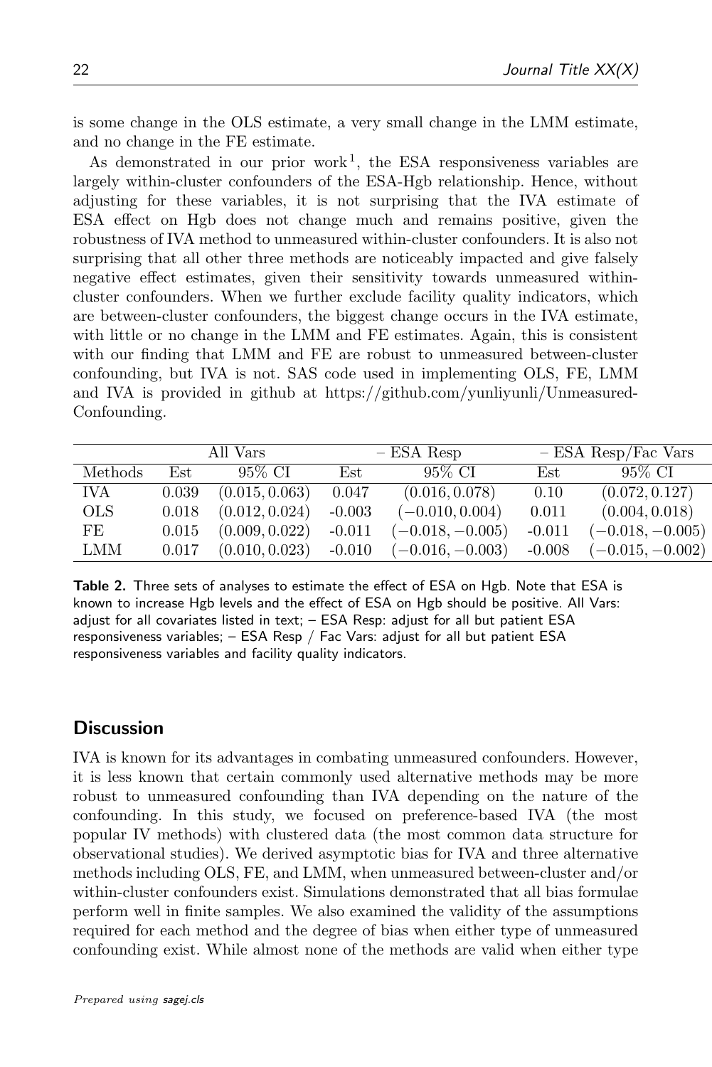is some change in the OLS estimate, a very small change in the LMM estimate, and no change in the FE estimate.

As demonstrated in our prior work[1], the ESA responsiveness variables are largely within-cluster confounders of the ESA-Hgb relationship. Hence, without adjusting for these variables, it is not surprising that the IVA estimate of ESA effect on Hgb does not change much and remains positive, given the robustness of IVA method to unmeasured within-cluster confounders. It is also not surprising that all other three methods are noticeably impacted and give falsely negative effect estimates, given their sensitivity towards unmeasured within-cluster confounders. When we further exclude facility quality indicators, which are between-cluster confounders, the biggest change occurs in the IVA estimate, with little or no change in the LMM and FE estimates. Again, this is consistent with our finding that LMM and FE are robust to unmeasured between-cluster confounding, but IVA is not. SAS code used in implementing OLS, FE, LMM and IVA is provided in github at https://github.com/yunliyunli/Unmeasured-Confounding.

| | All Vars | | – ESA Resp | | – ESA Resp/Fac Vars | |
|---|---|---|---|---|---|---|
| Methods | Est | 95% CI | Est | 95% CI | Est | 95% CI |
| IVA | 0.039 | $(0.015, 0.063)$ | 0.047 | $(0.016, 0.078)$ | 0.10 | $(0.072, 0.127)$ |
| OLS | 0.018 | $(0.012, 0.024)$ | -0.003 | $(-0.010, 0.004)$ | 0.011 | $(0.004, 0.018)$ |
| FE | 0.015 | $(0.009, 0.022)$ | -0.011 | $(-0.018, -0.005)$ | -0.011 | $(-0.018, -0.005)$ |
| LMM | 0.017 | $(0.010, 0.023)$ | -0.010 | $(-0.016, -0.003)$ | -0.008 | $(-0.015, -0.002)$ |

**Table 2.** Three sets of analyses to estimate the effect of ESA on Hgb. Note that ESA is known to increase Hgb levels and the effect of ESA on Hgb should be positive. All Vars: adjust for all covariates listed in text; – ESA Resp: adjust for all but patient ESA responsiveness variables; – ESA Resp / Fac Vars: adjust for all but patient ESA responsiveness variables and facility quality indicators.

## Discussion

IVA is known for its advantages in combating unmeasured confounders. However, it is less known that certain commonly used alternative methods may be more robust to unmeasured confounding than IVA depending on the nature of the confounding. In this study, we focused on preference-based IVA (the most popular IV methods) with clustered data (the most common data structure for observational studies). We derived asymptotic bias for IVA and three alternative methods including OLS, FE, and LMM, when unmeasured between-cluster and/or within-cluster confounders exist. Simulations demonstrated that all bias formulae perform well in finite samples. We also examined the validity of the assumptions required for each method and the degree of bias when either type of unmeasured confounding exist. While almost none of the methods are valid when either type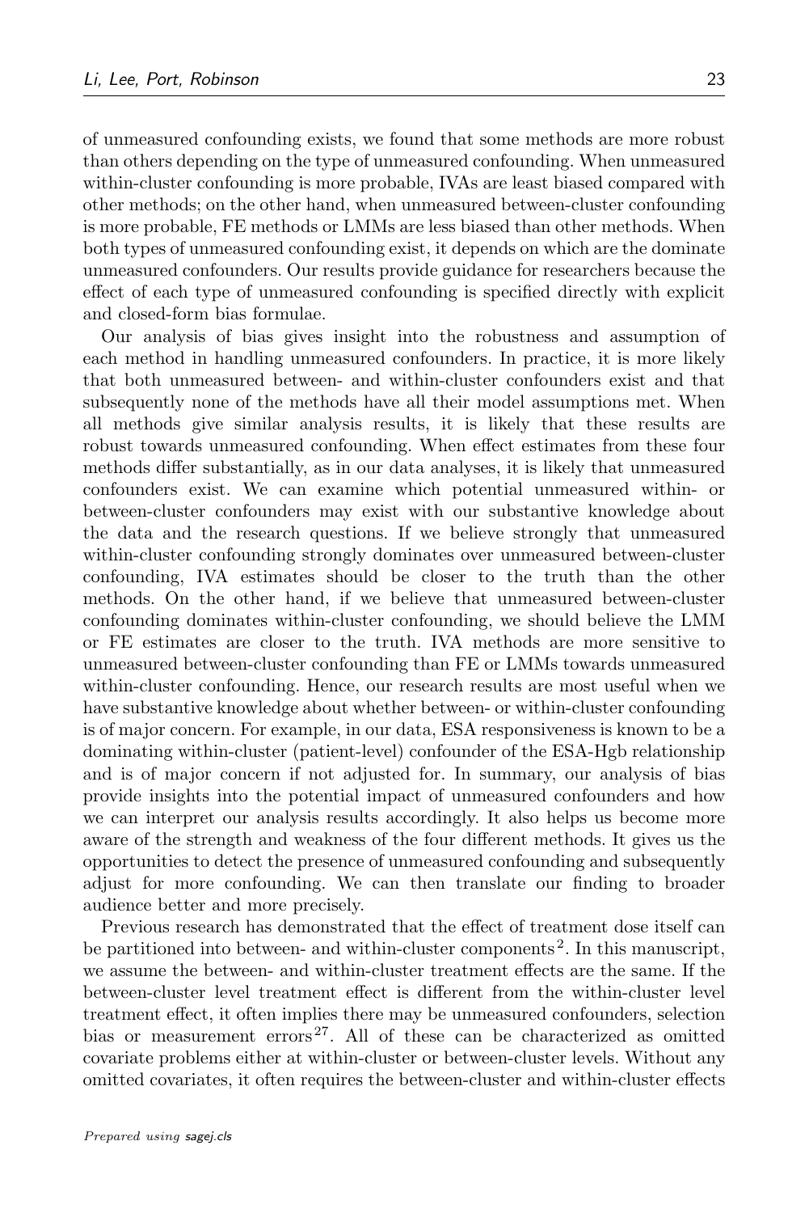of unmeasured confounding exists, we found that some methods are more robust than others depending on the type of unmeasured confounding. When unmeasured within-cluster confounding is more probable, IVAs are least biased compared with other methods; on the other hand, when unmeasured between-cluster confounding is more probable, FE methods or LMMs are less biased than other methods. When both types of unmeasured confounding exist, it depends on which are the dominate unmeasured confounders. Our results provide guidance for researchers because the effect of each type of unmeasured confounding is specified directly with explicit and closed-form bias formulae.

Our analysis of bias gives insight into the robustness and assumption of each method in handling unmeasured confounders. In practice, it is more likely that both unmeasured between- and within-cluster confounders exist and that subsequently none of the methods have all their model assumptions met. When all methods give similar analysis results, it is likely that these results are robust towards unmeasured confounding. When effect estimates from these four methods differ substantially, as in our data analyses, it is likely that unmeasured confounders exist. We can examine which potential unmeasured within- or between-cluster confounders may exist with our substantive knowledge about the data and the research questions. If we believe strongly that unmeasured within-cluster confounding strongly dominates over unmeasured between-cluster confounding, IVA estimates should be closer to the truth than the other methods. On the other hand, if we believe that unmeasured between-cluster confounding dominates within-cluster confounding, we should believe the LMM or FE estimates are closer to the truth. IVA methods are more sensitive to unmeasured between-cluster confounding than FE or LMMs towards unmeasured within-cluster confounding. Hence, our research results are most useful when we have substantive knowledge about whether between- or within-cluster confounding is of major concern. For example, in our data, ESA responsiveness is known to be a dominating within-cluster (patient-level) confounder of the ESA-Hgb relationship and is of major concern if not adjusted for. In summary, our analysis of bias provide insights into the potential impact of unmeasured confounders and how we can interpret our analysis results accordingly. It also helps us become more aware of the strength and weakness of the four different methods. It gives us the opportunities to detect the presence of unmeasured confounding and subsequently adjust for more confounding. We can then translate our finding to broader audience better and more precisely.

Previous research has demonstrated that the effect of treatment dose itself can be partitioned into between- and within-cluster components[2]. In this manuscript, we assume the between- and within-cluster treatment effects are the same. If the between-cluster level treatment effect is different from the within-cluster level treatment effect, it often implies there may be unmeasured confounders, selection bias or measurement errors[27]. All of these can be characterized as omitted covariate problems either at within-cluster or between-cluster levels. Without any omitted covariates, it often requires the between-cluster and within-cluster effects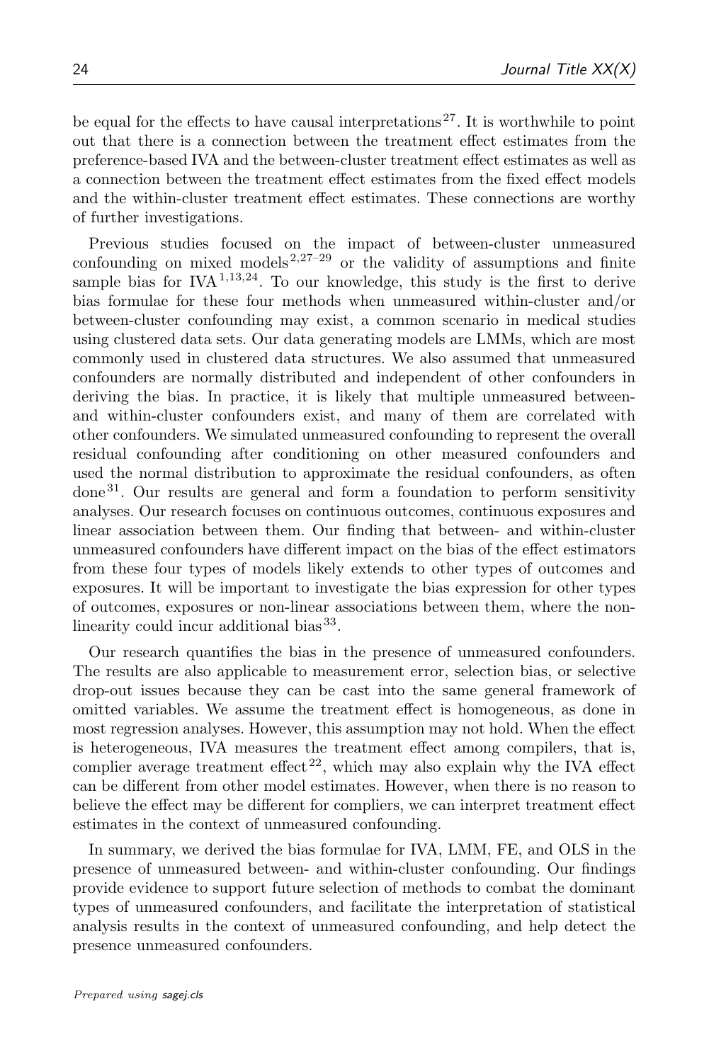be equal for the effects to have causal interpretations[27]. It is worthwhile to point out that there is a connection between the treatment effect estimates from the preference-based IVA and the between-cluster treatment effect estimates as well as a connection between the treatment effect estimates from the fixed effect models and the within-cluster treatment effect estimates. These connections are worthy of further investigations.

Previous studies focused on the impact of between-cluster unmeasured confounding on mixed models[2,27–29] or the validity of assumptions and finite sample bias for IVA[1,13,24]. To our knowledge, this study is the first to derive bias formulae for these four methods when unmeasured within-cluster and/or between-cluster confounding may exist, a common scenario in medical studies using clustered data sets. Our data generating models are LMMs, which are most commonly used in clustered data structures. We also assumed that unmeasured confounders are normally distributed and independent of other confounders in deriving the bias. In practice, it is likely that multiple unmeasured between- and within-cluster confounders exist, and many of them are correlated with other confounders. We simulated unmeasured confounding to represent the overall residual confounding after conditioning on other measured confounders and used the normal distribution to approximate the residual confounders, as often done[31]. Our results are general and form a foundation to perform sensitivity analyses. Our research focuses on continuous outcomes, continuous exposures and linear association between them. Our finding that between- and within-cluster unmeasured confounders have different impact on the bias of the effect estimators from these four types of models likely extends to other types of outcomes and exposures. It will be important to investigate the bias expression for other types of outcomes, exposures or non-linear associations between them, where the non-linearity could incur additional bias[33].

Our research quantifies the bias in the presence of unmeasured confounders. The results are also applicable to measurement error, selection bias, or selective drop-out issues because they can be cast into the same general framework of omitted variables. We assume the treatment effect is homogeneous, as done in most regression analyses. However, this assumption may not hold. When the effect is heterogeneous, IVA measures the treatment effect among compilers, that is, complier average treatment effect[22], which may also explain why the IVA effect can be different from other model estimates. However, when there is no reason to believe the effect may be different for compliers, we can interpret treatment effect estimates in the context of unmeasured confounding.

In summary, we derived the bias formulae for IVA, LMM, FE, and OLS in the presence of unmeasured between- and within-cluster confounding. Our findings provide evidence to support future selection of methods to combat the dominant types of unmeasured confounders, and facilitate the interpretation of statistical analysis results in the context of unmeasured confounding, and help detect the presence unmeasured confounders.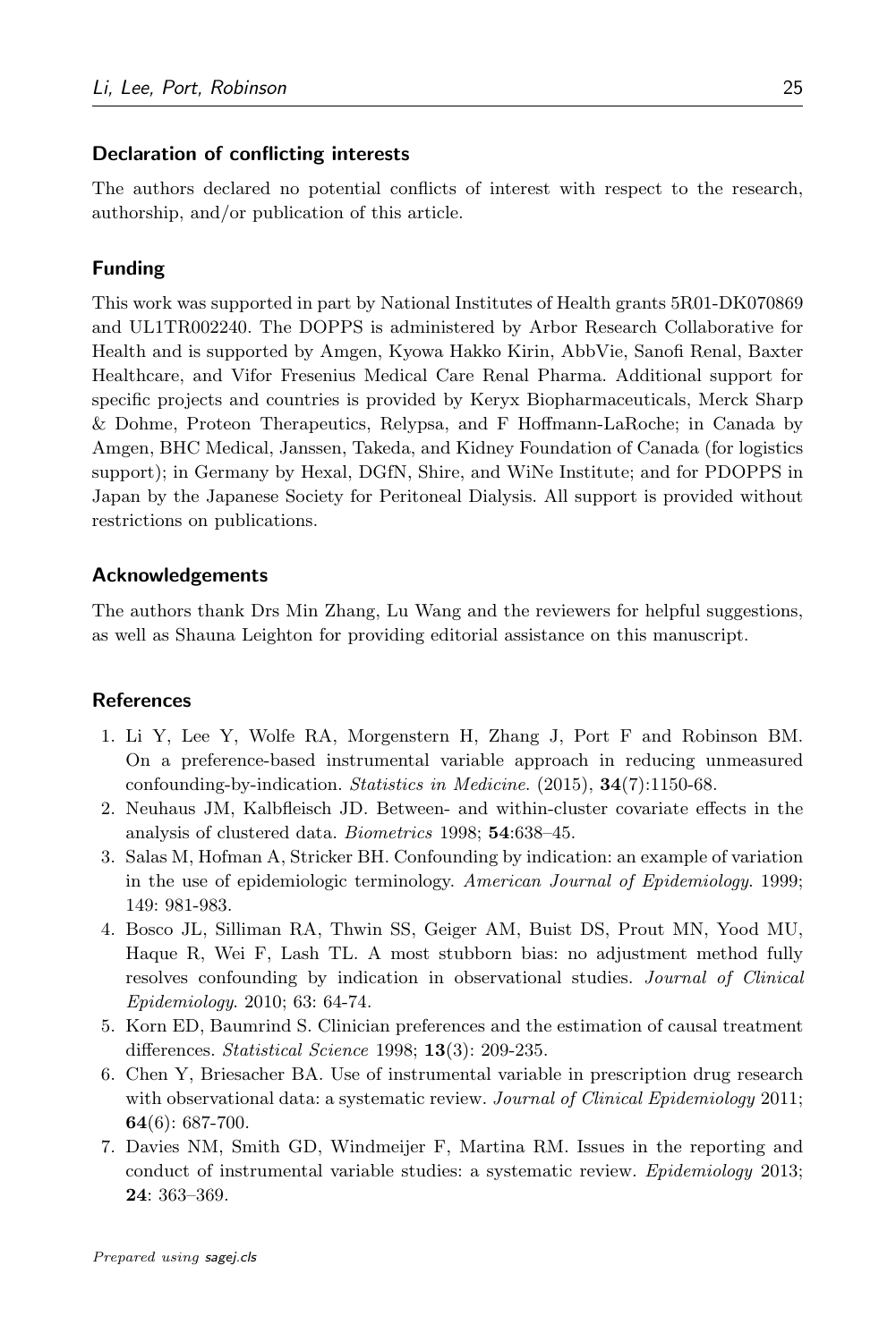## Declaration of conflicting interests

The authors declared no potential conflicts of interest with respect to the research, authorship, and/or publication of this article.

## Funding

This work was supported in part by National Institutes of Health grants 5R01-DK070869 and UL1TR002240. The DOPPS is administered by Arbor Research Collaborative for Health and is supported by Amgen, Kyowa Hakko Kirin, AbbVie, Sanofi Renal, Baxter Healthcare, and Vifor Fresenius Medical Care Renal Pharma. Additional support for specific projects and countries is provided by Keryx Biopharmaceuticals, Merck Sharp & Dohme, Proteon Therapeutics, Relypsa, and F Hoffmann-LaRoche; in Canada by Amgen, BHC Medical, Janssen, Takeda, and Kidney Foundation of Canada (for logistics support); in Germany by Hexal, DGfN, Shire, and WiNe Institute; and for PDOPPS in Japan by the Japanese Society for Peritoneal Dialysis. All support is provided without restrictions on publications.

## Acknowledgements

The authors thank Drs Min Zhang, Lu Wang and the reviewers for helpful suggestions, as well as Shauna Leighton for providing editorial assistance on this manuscript.

## References

1. Li Y, Lee Y, Wolfe RA, Morgenstern H, Zhang J, Port F and Robinson BM. On a preference-based instrumental variable approach in reducing unmeasured confounding-by-indication. *Statistics in Medicine*. (2015), **34**(7):1150-68.
2. Neuhaus JM, Kalbfleisch JD. Between- and within-cluster covariate effects in the analysis of clustered data. *Biometrics* 1998; **54**:638–45.
3. Salas M, Hofman A, Stricker BH. Confounding by indication: an example of variation in the use of epidemiologic terminology. *American Journal of Epidemiology*. 1999; 149: 981-983.
4. Bosco JL, Silliman RA, Thwin SS, Geiger AM, Buist DS, Prout MN, Yood MU, Haque R, Wei F, Lash TL. A most stubborn bias: no adjustment method fully resolves confounding by indication in observational studies. *Journal of Clinical Epidemiology*. 2010; 63: 64-74.
5. Korn ED, Baumrind S. Clinician preferences and the estimation of causal treatment differences. *Statistical Science* 1998; **13**(3): 209-235.
6. Chen Y, Briesacher BA. Use of instrumental variable in prescription drug research with observational data: a systematic review. *Journal of Clinical Epidemiology* 2011; **64**(6): 687-700.
7. Davies NM, Smith GD, Windmeijer F, Martina RM. Issues in the reporting and conduct of instrumental variable studies: a systematic review. *Epidemiology* 2013; **24**: 363–369.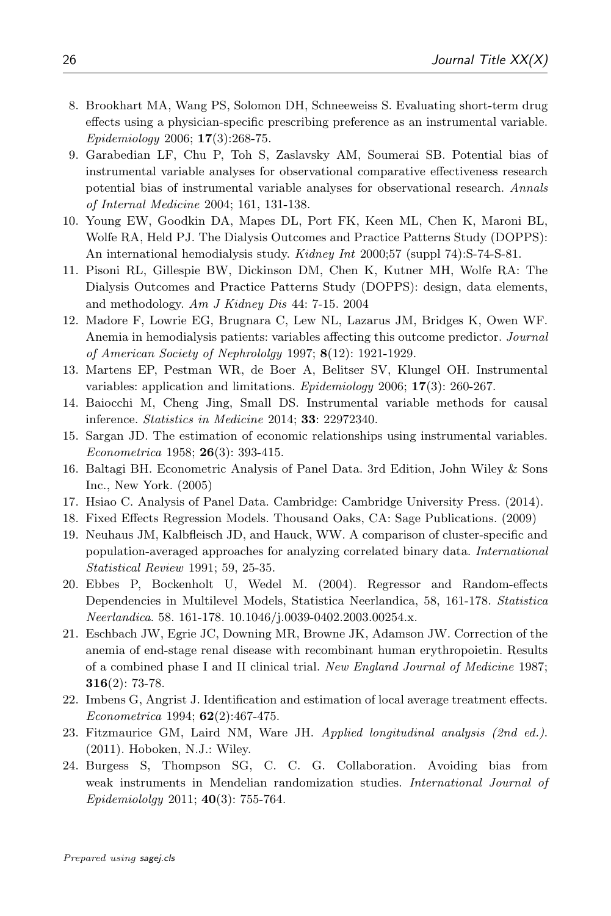8. Brookhart MA, Wang PS, Solomon DH, Schneeweiss S. Evaluating short-term drug effects using a physician-specific prescribing preference as an instrumental variable. *Epidemiology* 2006; **17**(3):268-75.
9. Garabedian LF, Chu P, Toh S, Zaslavsky AM, Soumerai SB. Potential bias of instrumental variable analyses for observational comparative effectiveness research potential bias of instrumental variable analyses for observational research. *Annals of Internal Medicine* 2004; 161, 131-138.
10. Young EW, Goodkin DA, Mapes DL, Port FK, Keen ML, Chen K, Maroni BL, Wolfe RA, Held PJ. The Dialysis Outcomes and Practice Patterns Study (DOPPS): An international hemodialysis study. *Kidney Int* 2000;57 (suppl 74):S-74-S-81.
11. Pisoni RL, Gillespie BW, Dickinson DM, Chen K, Kutner MH, Wolfe RA: The Dialysis Outcomes and Practice Patterns Study (DOPPS): design, data elements, and methodology. *Am J Kidney Dis* 44: 7-15. 2004
12. Madore F, Lowrie EG, Brugnara C, Lew NL, Lazarus JM, Bridges K, Owen WF. Anemia in hemodialysis patients: variables affecting this outcome predictor. *Journal of American Society of Nephrololgy* 1997; **8**(12): 1921-1929.
13. Martens EP, Pestman WR, de Boer A, Belitser SV, Klungel OH. Instrumental variables: application and limitations. *Epidemiology* 2006; **17**(3): 260-267.
14. Baiocchi M, Cheng Jing, Small DS. Instrumental variable methods for causal inference. *Statistics in Medicine* 2014; **33**: 22972340.
15. Sargan JD. The estimation of economic relationships using instrumental variables. *Econometrica* 1958; **26**(3): 393-415.
16. Baltagi BH. Econometric Analysis of Panel Data. 3rd Edition, John Wiley & Sons Inc., New York. (2005)
17. Hsiao C. Analysis of Panel Data. Cambridge: Cambridge University Press. (2014).
18. Fixed Effects Regression Models. Thousand Oaks, CA: Sage Publications. (2009)
19. Neuhaus JM, Kalbfleisch JD, and Hauck, WW. A comparison of cluster-specific and population-averaged approaches for analyzing correlated binary data. *International Statistical Review* 1991; 59, 25-35.
20. Ebbes P, Bockenholt U, Wedel M. (2004). Regressor and Random-effects Dependencies in Multilevel Models, Statistica Neerlandica, 58, 161-178. *Statistica Neerlandica*. 58. 161-178. 10.1046/j.0039-0402.2003.00254.x.
21. Eschbach JW, Egrie JC, Downing MR, Browne JK, Adamson JW. Correction of the anemia of end-stage renal disease with recombinant human erythropoietin. Results of a combined phase I and II clinical trial. *New England Journal of Medicine* 1987; **316**(2): 73-78.
22. Imbens G, Angrist J. Identification and estimation of local average treatment effects. *Econometrica* 1994; **62**(2):467-475.
23. Fitzmaurice GM, Laird NM, Ware JH. *Applied longitudinal analysis (2nd ed.)*. (2011). Hoboken, N.J.: Wiley.
24. Burgess S, Thompson SG, C. C. G. Collaboration. Avoiding bias from weak instruments in Mendelian randomization studies. *International Journal of Epidemiololgy* 2011; **40**(3): 755-764.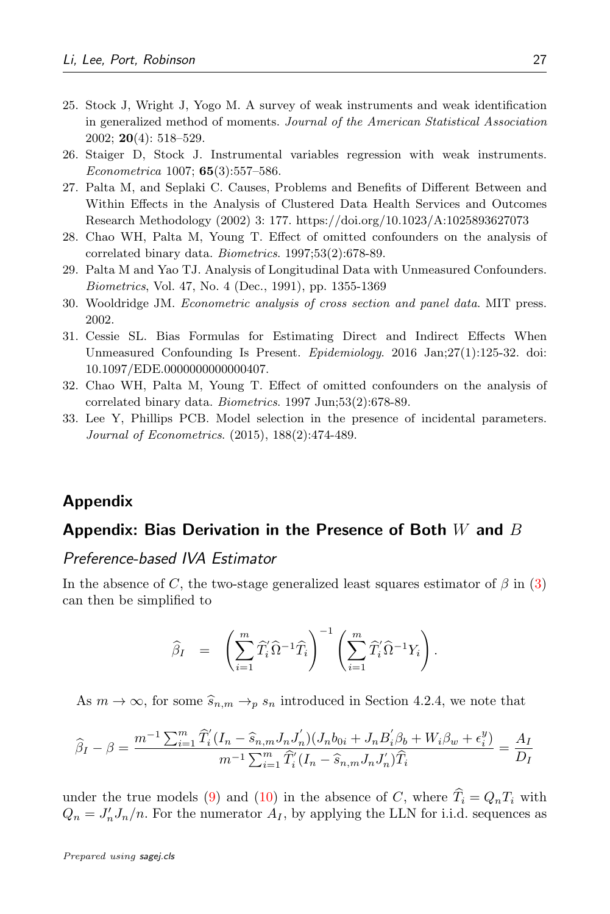25. Stock J, Wright J, Yogo M. A survey of weak instruments and weak identification in generalized method of moments. *Journal of the American Statistical Association* 2002; **20**(4): 518–529.
26. Staiger D, Stock J. Instrumental variables regression with weak instruments. *Econometrica* 1007; **65**(3):557–586.
27. Palta M, and Seplaki C. Causes, Problems and Benefits of Different Between and Within Effects in the Analysis of Clustered Data Health Services and Outcomes Research Methodology (2002) 3: 177. https://doi.org/10.1023/A:1025893627073
28. Chao WH, Palta M, Young T. Effect of omitted confounders on the analysis of correlated binary data. *Biometrics*. 1997;53(2):678-89.
29. Palta M and Yao TJ. Analysis of Longitudinal Data with Unmeasured Confounders. *Biometrics*, Vol. 47, No. 4 (Dec., 1991), pp. 1355-1369
30. Wooldridge JM. *Econometric analysis of cross section and panel data*. MIT press. 2002.
31. Cessie SL. Bias Formulas for Estimating Direct and Indirect Effects When Unmeasured Confounding Is Present. *Epidemiology*. 2016 Jan;27(1):125-32. doi: 10.1097/EDE.0000000000000407.
32. Chao WH, Palta M, Young T. Effect of omitted confounders on the analysis of correlated binary data. *Biometrics*. 1997 Jun;53(2):678-89.
33. Lee Y, Phillips PCB. Model selection in the presence of incidental parameters. *Journal of Econometrics*. (2015), 188(2):474-489.

# Appendix

## Appendix: Bias Derivation in the Presence of Both $W$ and $B$

### Preference-based IVA Estimator

In the absence of $C$, the two-stage generalized least squares estimator of $\beta$ in (3) can then be simplified to

$$\widehat{\beta}_I \quad = \quad \left(\sum_{i=1}^{m} \widehat{T}_i^{'} \widehat{\Omega}^{-1} \widehat{T}_i\right)^{-1} \left(\sum_{i=1}^{m} \widehat{T}_i^{'} \widehat{\Omega}^{-1} Y_i\right).$$

As $m \to \infty$, for some $\widehat{s}_{n,m} \to_p s_n$ introduced in Section 4.2.4, we note that

$$\widehat{\beta}_I - \beta = \frac{m^{-1}\sum_{i=1}^{m} \widehat{T}_i^{'}(I_n - \widehat{s}_{n,m} J_n J_n^{'})(J_n b_{0i} + J_n B_i^{'} \beta_b + W_i \beta_w + \epsilon_i^y)}{m^{-1}\sum_{i=1}^{m} \widehat{T}_i^{'}(I_n - \widehat{s}_{n,m} J_n J_n^{'})\widehat{T}_i} = \frac{A_I}{D_I}$$

under the true models (9) and (10) in the absence of $C$, where $\widehat{T}_i = Q_n T_i$ with $Q_n = J_n^{'} J_n / n$. For the numerator $A_I$, by applying the LLN for i.i.d. sequences as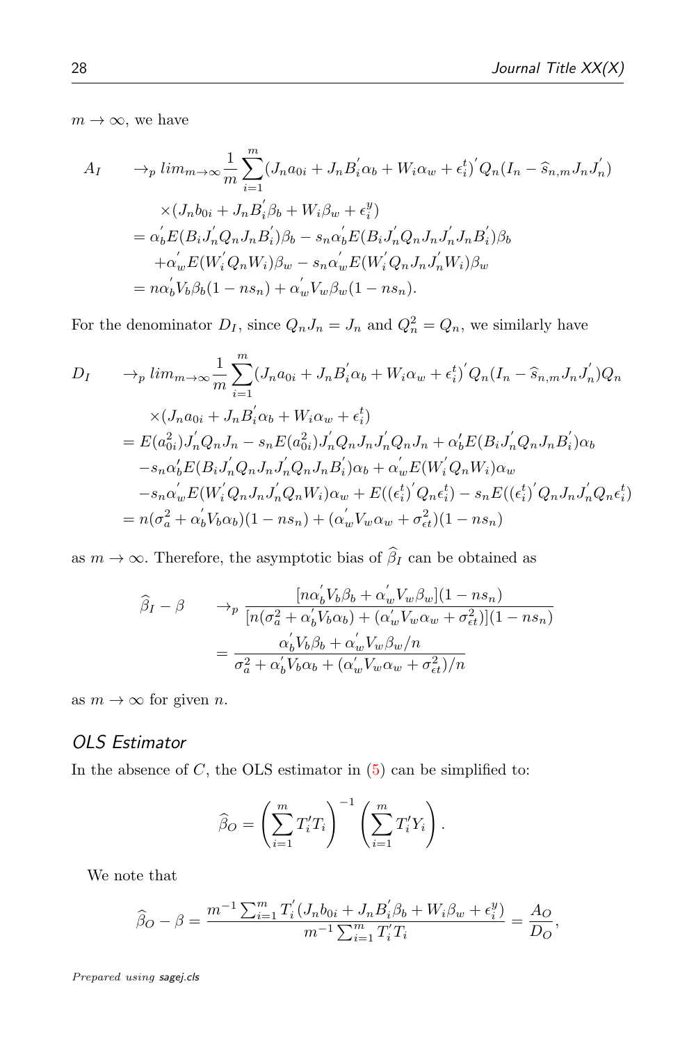$m \to \infty$, we have

$$
\begin{aligned}
A_I \quad & \to_p lim_{m\to\infty} \frac{1}{m}\sum_{i=1}^{m}(J_n a_{0i} + J_n B_i^{'}\alpha_b + W_i\alpha_w + \epsilon_i^t)^{'} Q_n (I_n - \widehat{s}_{n,m} J_n J_n^{'}) \\
& \quad \times (J_n b_{0i} + J_n B_i^{'}\beta_b + W_i \beta_w + \epsilon_i^y) \\
& = \alpha_b^{'} E(B_i J_n^{'} Q_n J_n B_i^{'})\beta_b - s_n \alpha_b^{'} E(B_i J_n^{'} Q_n J_n J_n^{'} J_n B_i^{'})\beta_b \\
& \quad + \alpha_w^{'} E(W_i^{'} Q_n W_i)\beta_w - s_n \alpha_w^{'} E(W_i^{'} Q_n J_n J_n^{'} W_i)\beta_w \\
& = n\alpha_b^{'} V_b \beta_b (1 - n s_n) + \alpha_w^{'} V_w \beta_w (1 - n s_n).
\end{aligned}
$$

For the denominator $D_I$, since $Q_n J_n = J_n$ and $Q_n^2 = Q_n$, we similarly have

$$
\begin{aligned}
D_I \quad & \to_p lim_{m\to\infty} \frac{1}{m}\sum_{i=1}^{m}(J_n a_{0i} + J_n B_i^{'}\alpha_b + W_i\alpha_w + \epsilon_i^t)^{'} Q_n (I_n - \widehat{s}_{n,m} J_n J_n^{'}) Q_n \\
& \quad \times (J_n a_{0i} + J_n B_i^{'}\alpha_b + W_i \alpha_w + \epsilon_i^t) \\
& = E(a_{0i}^2) J_n^{'} Q_n J_n - s_n E(a_{0i}^2) J_n^{'} Q_n J_n J_n^{'} Q_n J_n + \alpha_b^{'} E(B_i J_n^{'} Q_n J_n B_i^{'})\alpha_b \\
& \quad - s_n \alpha_b^{'} E(B_i J_n^{'} Q_n J_n J_n^{'} Q_n J_n B_i^{'})\alpha_b + \alpha_w^{'} E(W_i^{'} Q_n W_i)\alpha_w \\
& \quad - s_n \alpha_w^{'} E(W_i^{'} Q_n J_n J_n^{'} Q_n W_i)\alpha_w + E((\epsilon_i^t)^{'} Q_n \epsilon_i^t) - s_n E((\epsilon_i^t)^{'} Q_n J_n J_n^{'} Q_n \epsilon_i^t) \\
& = n(\sigma_a^2 + \alpha_b^{'} V_b \alpha_b)(1 - n s_n) + (\alpha_w^{'} V_w \alpha_w + \sigma_{\epsilon t}^2)(1 - n s_n)
\end{aligned}
$$

as $m \to \infty$. Therefore, the asymptotic bias of $\widehat{\beta}_I$ can be obtained as

$$
\begin{aligned}
\widehat{\beta}_I - \beta \quad & \to_p \frac{[n\alpha_b^{'} V_b \beta_b + \alpha_w^{'} V_w \beta_w](1 - n s_n)}{[n(\sigma_a^2 + \alpha_b^{'} V_b \alpha_b) + (\alpha_w^{'} V_w \alpha_w + \sigma_{\epsilon t}^2)](1 - n s_n)} \\
& = \frac{\alpha_b^{'} V_b \beta_b + \alpha_w^{'} V_w \beta_w / n}{\sigma_a^2 + \alpha_b^{'} V_b \alpha_b + (\alpha_w^{'} V_w \alpha_w + \sigma_{\epsilon t}^2)/n}
\end{aligned}
$$

as $m \to \infty$ for given $n$.

### *OLS Estimator*

In the absence of $C$, the OLS estimator in (5) can be simplified to:

$$
\widehat{\beta}_O = \left(\sum_{i=1}^{m} T_i^{'} T_i\right)^{-1} \left(\sum_{i=1}^{m} T_i^{'} Y_i\right).
$$

We note that

$$
\widehat{\beta}_O - \beta = \frac{m^{-1}\sum_{i=1}^{m} T_i^{'}(J_n b_{0i} + J_n B_i^{'}\beta_b + W_i \beta_w + \epsilon_i^y)}{m^{-1}\sum_{i=1}^{m} T_i^{'} T_i} = \frac{A_O}{D_O},
$$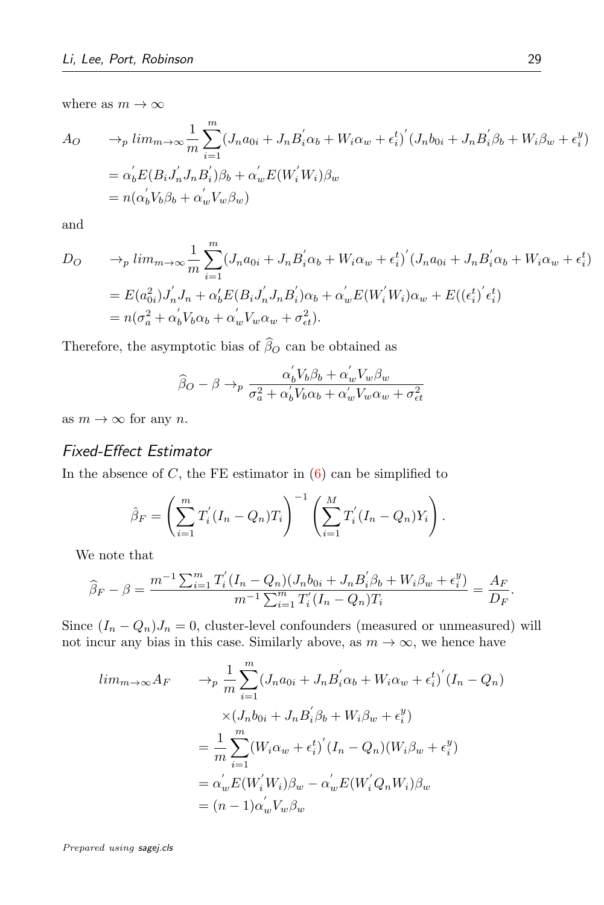where as $m \to \infty$

$$
\begin{aligned}
A_O \quad &\to_p lim_{m\to\infty}\frac{1}{m}\sum_{i=1}^{m}(J_n a_{0i} + J_n B_i^{'}\alpha_b + W_i\alpha_w + \epsilon_i^t)^{'}(J_n b_{0i} + J_n B_i^{'}\beta_b + W_i\beta_w + \epsilon_i^y) \\
&= \alpha_b^{'} E(B_i J_n^{'} J_n B_i^{'})\beta_b + \alpha_w^{'} E(W_i^{'} W_i)\beta_w \\
&= n(\alpha_b^{'} V_b \beta_b + \alpha_w^{'} V_w \beta_w)
\end{aligned}
$$

and

$$
\begin{aligned}
D_O \quad &\to_p lim_{m\to\infty}\frac{1}{m}\sum_{i=1}^{m}(J_n a_{0i} + J_n B_i^{'}\alpha_b + W_i\alpha_w + \epsilon_i^t)^{'}(J_n a_{0i} + J_n B_i^{'}\alpha_b + W_i\alpha_w + \epsilon_i^t) \\
&= E(a_{0i}^2)J_n^{'} J_n + \alpha_b^{\prime} E(B_i J_n^{'} J_n B_i^{'})\alpha_b + \alpha_w^{'} E(W_i^{'} W_i)\alpha_w + E((\epsilon_i^t)^{'}\epsilon_i^t) \\
&= n(\sigma_a^2 + \alpha_b^{'} V_b \alpha_b + \alpha_w^{'} V_w \alpha_w + \sigma_{\epsilon t}^2).
\end{aligned}
$$

Therefore, the asymptotic bias of $\widehat{\beta}_O$ can be obtained as

$$
\widehat{\beta}_O - \beta \to_p \frac{\alpha_b^{'} V_b \beta_b + \alpha_w^{'} V_w \beta_w}{\sigma_a^2 + \alpha_b^{\prime} V_b \alpha_b + \alpha_w^{\prime} V_w \alpha_w + \sigma_{\epsilon t}^2}
$$

as $m \to \infty$ for any $n$.

## Fixed-Effect Estimator

In the absence of $C$, the FE estimator in (6) can be simplified to

$$
\hat{\beta}_F = \left(\sum_{i=1}^{m} T_i^{'}(I_n - Q_n)T_i\right)^{-1}\left(\sum_{i=1}^{M} T_i^{'}(I_n - Q_n)Y_i\right).
$$

We note that

$$
\widehat{\beta}_F - \beta = \frac{m^{-1}\sum_{i=1}^{m} T_i^{'}(I_n - Q_n)(J_n b_{0i} + J_n B_i^{'}\beta_b + W_i\beta_w + \epsilon_i^y)}{m^{-1}\sum_{i=1}^{m} T_i^{'}(I_n - Q_n)T_i} = \frac{A_F}{D_F}.
$$

Since $(I_n - Q_n)J_n = 0$, cluster-level confounders (measured or unmeasured) will not incur any bias in this case. Similarly above, as $m \to \infty$, we hence have

$$
\begin{aligned}
lim_{m\to\infty} A_F \qquad &\to_p \frac{1}{m}\sum_{i=1}^{m}(J_n a_{0i} + J_n B_i^{'}\alpha_b + W_i\alpha_w + \epsilon_i^t)^{'}(I_n - Q_n) \\
&\qquad \times (J_n b_{0i} + J_n B_i^{'}\beta_b + W_i\beta_w + \epsilon_i^y) \\
&= \frac{1}{m}\sum_{i=1}^{m}(W_i\alpha_w + \epsilon_i^t)^{'}(I_n - Q_n)(W_i\beta_w + \epsilon_i^y) \\
&= \alpha_w^{'} E(W_i^{'} W_i)\beta_w - \alpha_w^{'} E(W_i^{'} Q_n W_i)\beta_w \\
&= (n-1)\alpha_w^{'} V_w \beta_w
\end{aligned}
$$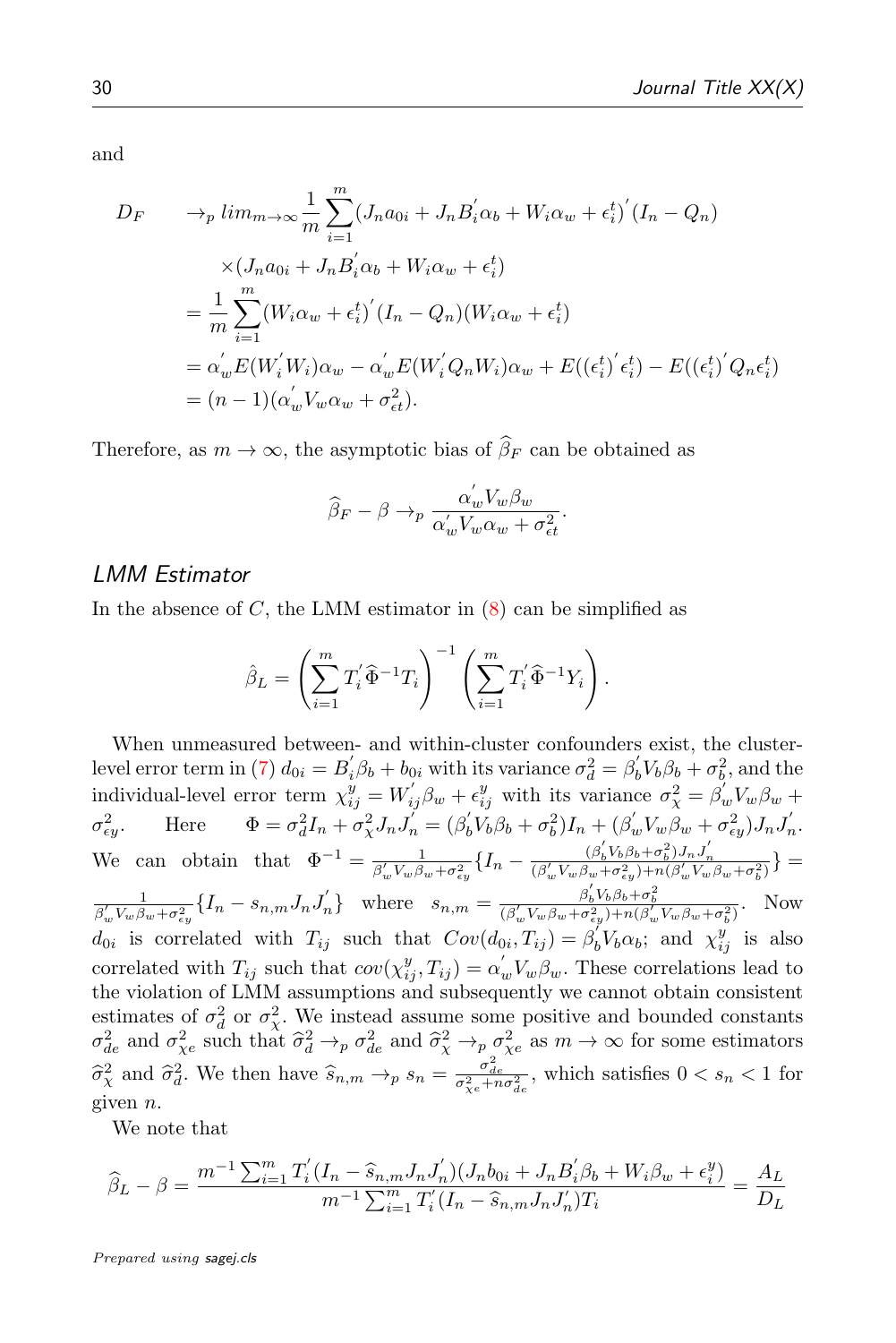and

$$
\begin{aligned}
D_F \quad &\to_p lim_{m\to\infty} \frac{1}{m}\sum_{i=1}^{m}(J_n a_{0i} + J_n B_i^{'}\alpha_b + W_i\alpha_w + \epsilon_i^t)^{'}(I_n - Q_n) \\
&\times(J_n a_{0i} + J_n B_i^{'}\alpha_b + W_i\alpha_w + \epsilon_i^t) \\
&= \frac{1}{m}\sum_{i=1}^{m}(W_i\alpha_w + \epsilon_i^t)^{'}(I_n - Q_n)(W_i\alpha_w + \epsilon_i^t) \\
&= \alpha_w^{'}E(W_i^{'}W_i)\alpha_w - \alpha_w^{'}E(W_i^{'}Q_nW_i)\alpha_w + E((\epsilon_i^t)^{'}\epsilon_i^t) - E((\epsilon_i^t)^{'}Q_n\epsilon_i^t) \\
&= (n-1)(\alpha_w^{'}V_w\alpha_w + \sigma_{\epsilon t}^2).
\end{aligned}
$$

Therefore, as $m \to \infty$, the asymptotic bias of $\widehat{\beta}_F$ can be obtained as

$$
\widehat{\beta}_F - \beta \to_p \frac{\alpha_w^{'}V_w\beta_w}{\alpha_w^{'}V_w\alpha_w + \sigma_{\epsilon t}^2}.
$$

## LMM Estimator

In the absence of $C$, the LMM estimator in (8) can be simplified as

$$
\hat{\beta}_L = \left(\sum_{i=1}^{m} T_i^{'}\widehat{\Phi}^{-1}T_i\right)^{-1}\left(\sum_{i=1}^{m} T_i^{'}\widehat{\Phi}^{-1}Y_i\right).
$$

When unmeasured between- and within-cluster confounders exist, the cluster-level error term in (7) $d_{0i} = B_i^{'}\beta_b + b_{0i}$ with its variance $\sigma_d^2 = \beta_b^{'}V_b\beta_b + \sigma_b^2$, and the individual-level error term $\chi_{ij}^y = W_{ij}^{'}\beta_w + \epsilon_{ij}^y$ with its variance $\sigma_\chi^2 = \beta_w^{'}V_w\beta_w + \sigma_{\epsilon y}^2$. Here $\Phi = \sigma_d^2 I_n + \sigma_\chi^2 J_n J_n^{'} = (\beta_b^{'}V_b\beta_b + \sigma_b^2)I_n + (\beta_w^{'}V_w\beta_w + \sigma_{\epsilon y}^2)J_nJ_n^{'}$. We can obtain that $\Phi^{-1} = \frac{1}{\beta_w^{'}V_w\beta_w + \sigma_{\epsilon y}^2}\{I_n - \frac{(\beta_b^{'}V_b\beta_b+\sigma_b^2)J_nJ_n^{'}}{(\beta_w^{'}V_w\beta_w+\sigma_{\epsilon y}^2)+n(\beta_w^{'}V_w\beta_w+\sigma_b^2)}\} = \frac{1}{\beta_w^{'}V_w\beta_w + \sigma_{\epsilon y}^2}\{I_n - s_{n,m}J_nJ_n^{'}\}$ where $s_{n,m} = \frac{\beta_b^{'}V_b\beta_b+\sigma_b^2}{(\beta_w^{'}V_w\beta_w+\sigma_{\epsilon y}^2)+n(\beta_w^{'}V_w\beta_w+\sigma_b^2)}$. Now $d_{0i}$ is correlated with $T_{ij}$ such that $Cov(d_{0i}, T_{ij}) = \beta_b^{'}V_b\alpha_b$; and $\chi_{ij}^y$ is also correlated with $T_{ij}$ such that $cov(\chi_{ij}^y, T_{ij}) = \alpha_w^{'}V_w\beta_w$. These correlations lead to the violation of LMM assumptions and subsequently we cannot obtain consistent estimates of $\sigma_d^2$ or $\sigma_\chi^2$. We instead assume some positive and bounded constants $\sigma_{de}^2$ and $\sigma_{\chi e}^2$ such that $\widehat{\sigma}_d^2 \to_p \sigma_{de}^2$ and $\widehat{\sigma}_\chi^2 \to_p \sigma_{\chi e}^2$ as $m \to \infty$ for some estimators $\widehat{\sigma}_\chi^2$ and $\widehat{\sigma}_d^2$. We then have $\widehat{s}_{n,m} \to_p s_n = \frac{\sigma_{de}^2}{\sigma_{\chi e}^2 + n\sigma_{de}^2}$, which satisfies $0 < s_n < 1$ for given $n$.

We note that

$$
\widehat{\beta}_L - \beta = \frac{m^{-1}\sum_{i=1}^{m} T_i^{'}(I_n - \widehat{s}_{n,m}J_nJ_n^{'})(J_nb_{0i} + J_nB_i^{'}\beta_b + W_i\beta_w + \epsilon_i^y)}{m^{-1}\sum_{i=1}^{m} T_i^{'}(I_n - \widehat{s}_{n,m}J_nJ_n^{'})T_i} = \frac{A_L}{D_L}
$$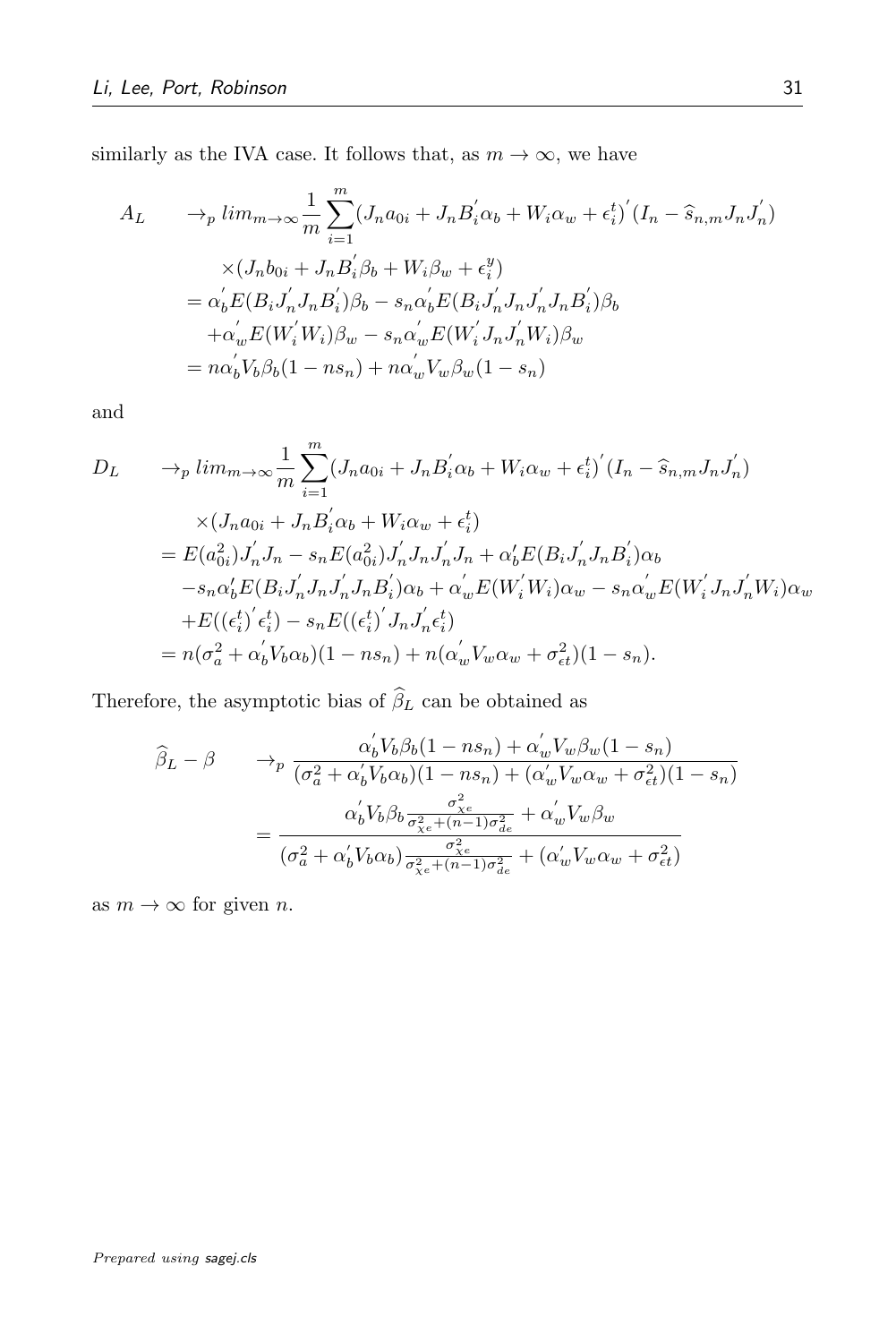similarly as the IVA case. It follows that, as $m \to \infty$, we have

$$
\begin{aligned}
A_L \qquad & \to_p lim_{m\to\infty} \frac{1}{m} \sum_{i=1}^{m} (J_n a_{0i} + J_n B_i^{'} \alpha_b + W_i \alpha_w + \epsilon_i^t)^{'} (I_n - \widehat{s}_{n,m} J_n J_n^{'}) \\
& \quad \times (J_n b_{0i} + J_n B_i^{'} \beta_b + W_i \beta_w + \epsilon_i^y) \\
& = \alpha_b^{'} E(B_i J_n^{'} J_n B_i^{'}) \beta_b - s_n \alpha_b^{'} E(B_i J_n^{'} J_n J_n^{'} J_n B_i^{'}) \beta_b \\
& \quad + \alpha_w^{'} E(W_i^{'} W_i) \beta_w - s_n \alpha_w^{'} E(W_i^{'} J_n J_n^{'} W_i) \beta_w \\
& = n \alpha_b^{'} V_b \beta_b (1 - n s_n) + n \alpha_w^{'} V_w \beta_w (1 - s_n)
\end{aligned}
$$

and

$$
\begin{aligned}
D_L \qquad & \to_p lim_{m\to\infty} \frac{1}{m} \sum_{i=1}^{m} (J_n a_{0i} + J_n B_i^{'} \alpha_b + W_i \alpha_w + \epsilon_i^t)^{'} (I_n - \widehat{s}_{n,m} J_n J_n^{'}) \\
& \quad \times (J_n a_{0i} + J_n B_i^{'} \alpha_b + W_i \alpha_w + \epsilon_i^t) \\
& = E(a_{0i}^2) J_n^{'} J_n - s_n E(a_{0i}^2) J_n^{'} J_n J_n^{'} J_n + \alpha_b' E(B_i J_n^{'} J_n B_i^{'}) \alpha_b \\
& \quad - s_n \alpha_b' E(B_i J_n^{'} J_n J_n^{'} J_n B_i^{'}) \alpha_b + \alpha_w^{'} E(W_i^{'} W_i) \alpha_w - s_n \alpha_w^{'} E(W_i^{'} J_n J_n^{'} W_i) \alpha_w \\
& \quad + E((\epsilon_i^t)^{'} \epsilon_i^t) - s_n E((\epsilon_i^t)^{'} J_n J_n^{'} \epsilon_i^t) \\
& = n(\sigma_a^2 + \alpha_b^{'} V_b \alpha_b)(1 - n s_n) + n(\alpha_w^{'} V_w \alpha_w + \sigma_{\epsilon t}^2)(1 - s_n).
\end{aligned}
$$

Therefore, the asymptotic bias of $\widehat{\beta}_L$ can be obtained as

$$
\begin{aligned}
\widehat{\beta}_L - \beta \qquad & \to_p \frac{\alpha_b^{'} V_b \beta_b (1 - n s_n) + \alpha_w^{'} V_w \beta_w (1 - s_n)}{(\sigma_a^2 + \alpha_b^{'} V_b \alpha_b)(1 - n s_n) + (\alpha_w^{'} V_w \alpha_w + \sigma_{\epsilon t}^2)(1 - s_n)} \\
& = \frac{\alpha_b^{'} V_b \beta_b \frac{\sigma_{\chi e}^2}{\sigma_{\chi e}^2 + (n-1)\sigma_{de}^2} + \alpha_w^{'} V_w \beta_w}{(\sigma_a^2 + \alpha_b^{'} V_b \alpha_b) \frac{\sigma_{\chi e}^2}{\sigma_{\chi e}^2 + (n-1)\sigma_{de}^2} + (\alpha_w^{'} V_w \alpha_w + \sigma_{\epsilon t}^2)}
\end{aligned}
$$

as $m \to \infty$ for given $n$.